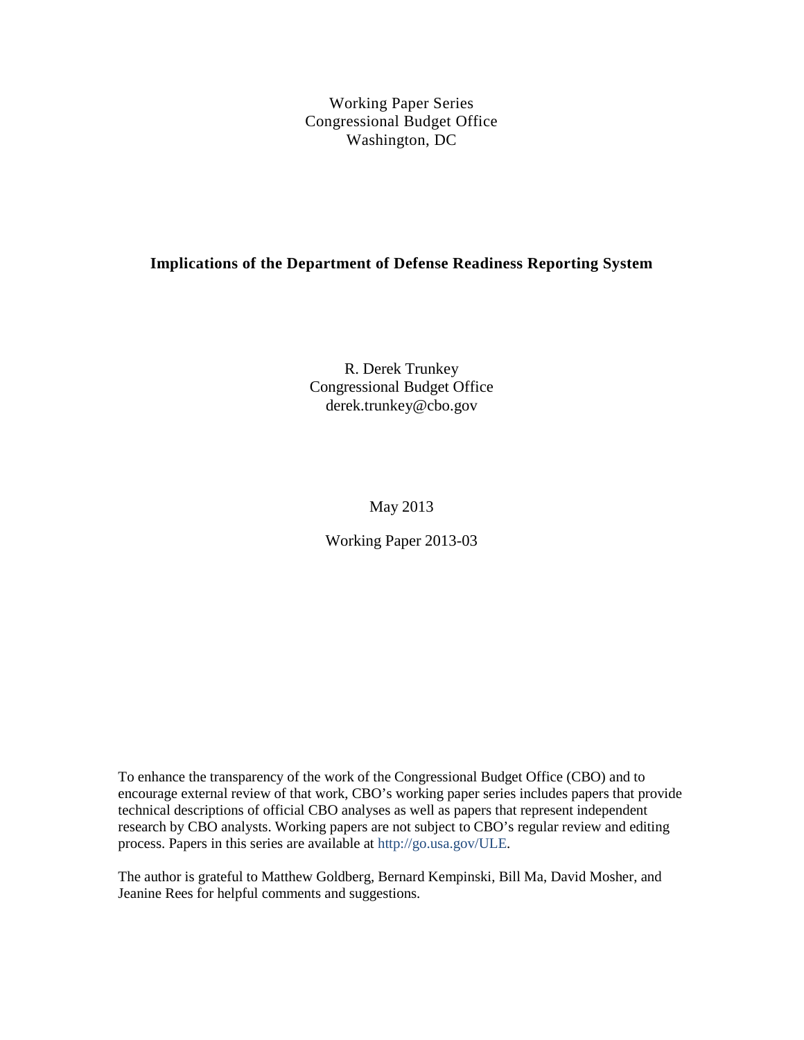Working Paper Series
Congressional Budget Office
Washington, DC

# Implications of the Department of Defense Readiness Reporting System

R. Derek Trunkey
Congressional Budget Office
derek.trunkey@cbo.gov

May 2013

Working Paper 2013-03

To enhance the transparency of the work of the Congressional Budget Office (CBO) and to encourage external review of that work, CBO's working paper series includes papers that provide technical descriptions of official CBO analyses as well as papers that represent independent research by CBO analysts. Working papers are not subject to CBO's regular review and editing process. Papers in this series are available at http://go.usa.gov/ULE.

The author is grateful to Matthew Goldberg, Bernard Kempinski, Bill Ma, David Mosher, and Jeanine Rees for helpful comments and suggestions.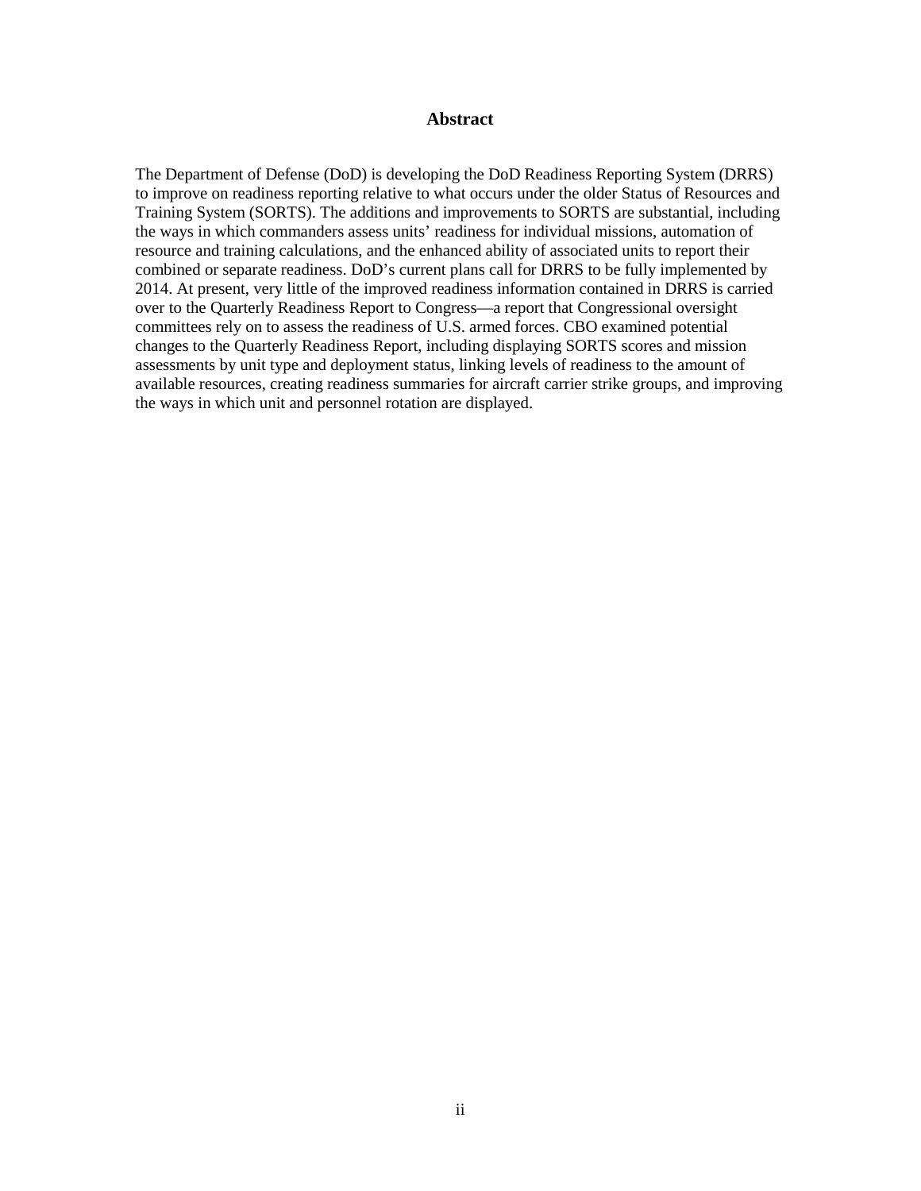# Abstract

The Department of Defense (DoD) is developing the DoD Readiness Reporting System (DRRS) to improve on readiness reporting relative to what occurs under the older Status of Resources and Training System (SORTS). The additions and improvements to SORTS are substantial, including the ways in which commanders assess units' readiness for individual missions, automation of resource and training calculations, and the enhanced ability of associated units to report their combined or separate readiness. DoD's current plans call for DRRS to be fully implemented by 2014. At present, very little of the improved readiness information contained in DRRS is carried over to the Quarterly Readiness Report to Congress—a report that Congressional oversight committees rely on to assess the readiness of U.S. armed forces. CBO examined potential changes to the Quarterly Readiness Report, including displaying SORTS scores and mission assessments by unit type and deployment status, linking levels of readiness to the amount of available resources, creating readiness summaries for aircraft carrier strike groups, and improving the ways in which unit and personnel rotation are displayed.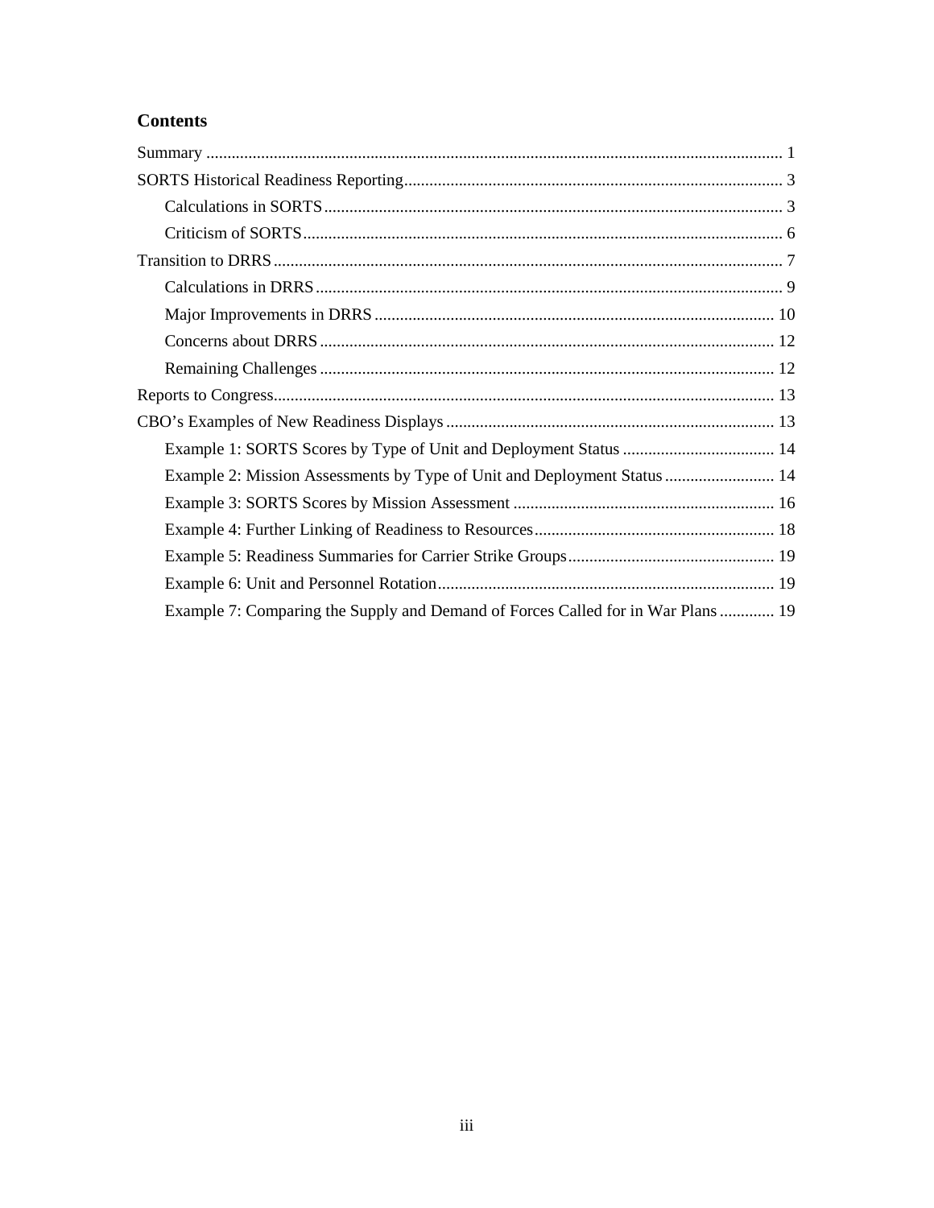## Contents

Summary ........................................................................................................................................ 1

SORTS Historical Readiness Reporting ......................................................................................... 3

- Calculations in SORTS ............................................................................................................ 3
- Criticism of SORTS ................................................................................................................. 6

Transition to DRRS ........................................................................................................................ 7

- Calculations in DRRS .............................................................................................................. 9
- Major Improvements in DRRS .............................................................................................. 10
- Concerns about DRRS ........................................................................................................... 12
- Remaining Challenges ........................................................................................................... 12

Reports to Congress ...................................................................................................................... 13

CBO's Examples of New Readiness Displays ............................................................................. 13

- Example 1: SORTS Scores by Type of Unit and Deployment Status .................................... 14
- Example 2: Mission Assessments by Type of Unit and Deployment Status .......................... 14
- Example 3: SORTS Scores by Mission Assessment .............................................................. 16
- Example 4: Further Linking of Readiness to Resources ......................................................... 18
- Example 5: Readiness Summaries for Carrier Strike Groups ................................................. 19
- Example 6: Unit and Personnel Rotation ............................................................................... 19
- Example 7: Comparing the Supply and Demand of Forces Called for in War Plans ............. 19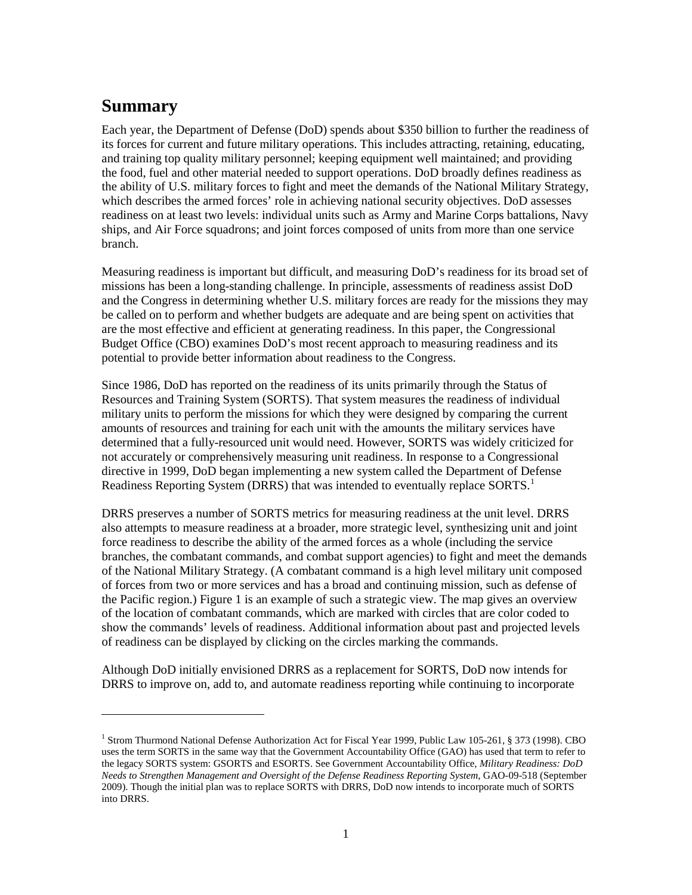## Summary

Each year, the Department of Defense (DoD) spends about $350 billion to further the readiness of its forces for current and future military operations. This includes attracting, retaining, educating, and training top quality military personnel; keeping equipment well maintained; and providing the food, fuel and other material needed to support operations. DoD broadly defines readiness as the ability of U.S. military forces to fight and meet the demands of the National Military Strategy, which describes the armed forces' role in achieving national security objectives. DoD assesses readiness on at least two levels: individual units such as Army and Marine Corps battalions, Navy ships, and Air Force squadrons; and joint forces composed of units from more than one service branch.

Measuring readiness is important but difficult, and measuring DoD's readiness for its broad set of missions has been a long-standing challenge. In principle, assessments of readiness assist DoD and the Congress in determining whether U.S. military forces are ready for the missions they may be called on to perform and whether budgets are adequate and are being spent on activities that are the most effective and efficient at generating readiness. In this paper, the Congressional Budget Office (CBO) examines DoD's most recent approach to measuring readiness and its potential to provide better information about readiness to the Congress.

Since 1986, DoD has reported on the readiness of its units primarily through the Status of Resources and Training System (SORTS). That system measures the readiness of individual military units to perform the missions for which they were designed by comparing the current amounts of resources and training for each unit with the amounts the military services have determined that a fully-resourced unit would need. However, SORTS was widely criticized for not accurately or comprehensively measuring unit readiness. In response to a Congressional directive in 1999, DoD began implementing a new system called the Department of Defense Readiness Reporting System (DRRS) that was intended to eventually replace SORTS.[1]

DRRS preserves a number of SORTS metrics for measuring readiness at the unit level. DRRS also attempts to measure readiness at a broader, more strategic level, synthesizing unit and joint force readiness to describe the ability of the armed forces as a whole (including the service branches, the combatant commands, and combat support agencies) to fight and meet the demands of the National Military Strategy. (A combatant command is a high level military unit composed of forces from two or more services and has a broad and continuing mission, such as defense of the Pacific region.) Figure 1 is an example of such a strategic view. The map gives an overview of the location of combatant commands, which are marked with circles that are color coded to show the commands' levels of readiness. Additional information about past and projected levels of readiness can be displayed by clicking on the circles marking the commands.

Although DoD initially envisioned DRRS as a replacement for SORTS, DoD now intends for DRRS to improve on, add to, and automate readiness reporting while continuing to incorporate

---

[1] Strom Thurmond National Defense Authorization Act for Fiscal Year 1999, Public Law 105-261, § 373 (1998). CBO uses the term SORTS in the same way that the Government Accountability Office (GAO) has used that term to refer to the legacy SORTS system: GSORTS and ESORTS. See Government Accountability Office, *Military Readiness: DoD Needs to Strengthen Management and Oversight of the Defense Readiness Reporting System*, GAO-09-518 (September 2009). Though the initial plan was to replace SORTS with DRRS, DoD now intends to incorporate much of SORTS into DRRS.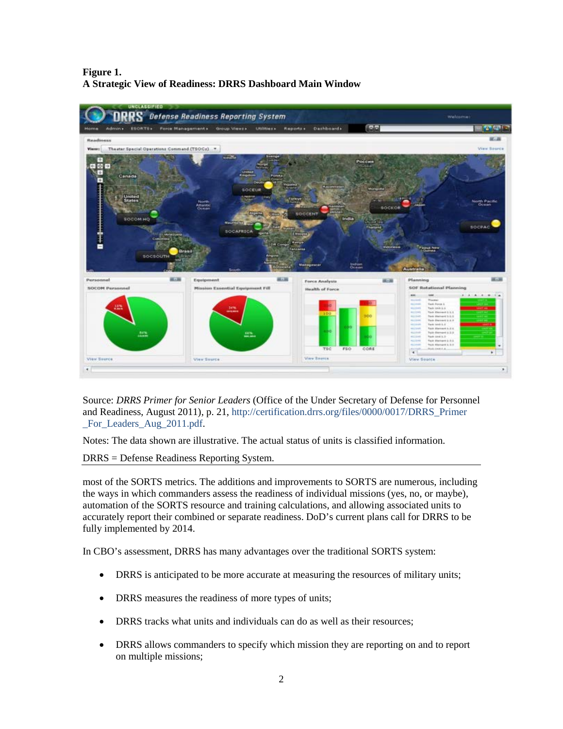**Figure 1.**
**A Strategic View of Readiness: DRRS Dashboard Main Window**

Source: *DRRS Primer for Senior Leaders* (Office of the Under Secretary of Defense for Personnel and Readiness, August 2011), p. 21, http://certification.drrs.org/files/0000/0017/DRRS_Primer_For_Leaders_Aug_2011.pdf.

Notes: The data shown are illustrative. The actual status of units is classified information.

DRRS = Defense Readiness Reporting System.

most of the SORTS metrics. The additions and improvements to SORTS are numerous, including the ways in which commanders assess the readiness of individual missions (yes, no, or maybe), automation of the SORTS resource and training calculations, and allowing associated units to accurately report their combined or separate readiness. DoD's current plans call for DRRS to be fully implemented by 2014.

In CBO's assessment, DRRS has many advantages over the traditional SORTS system:

- DRRS is anticipated to be more accurate at measuring the resources of military units;
- DRRS measures the readiness of more types of units;
- DRRS tracks what units and individuals can do as well as their resources;
- DRRS allows commanders to specify which mission they are reporting on and to report on multiple missions;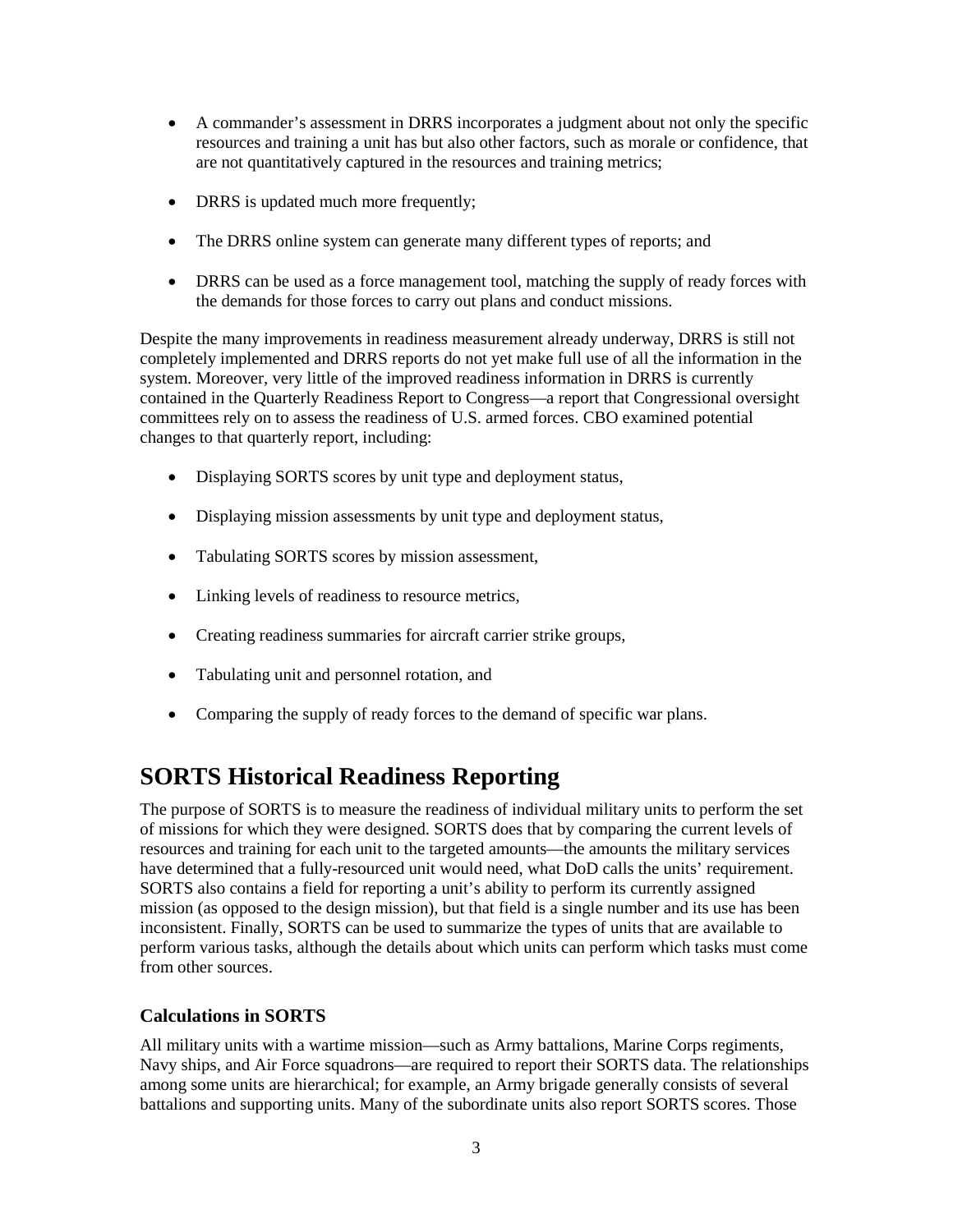- A commander's assessment in DRRS incorporates a judgment about not only the specific resources and training a unit has but also other factors, such as morale or confidence, that are not quantitatively captured in the resources and training metrics;

- DRRS is updated much more frequently;

- The DRRS online system can generate many different types of reports; and

- DRRS can be used as a force management tool, matching the supply of ready forces with the demands for those forces to carry out plans and conduct missions.

Despite the many improvements in readiness measurement already underway, DRRS is still not completely implemented and DRRS reports do not yet make full use of all the information in the system. Moreover, very little of the improved readiness information in DRRS is currently contained in the Quarterly Readiness Report to Congress—a report that Congressional oversight committees rely on to assess the readiness of U.S. armed forces. CBO examined potential changes to that quarterly report, including:

- Displaying SORTS scores by unit type and deployment status,

- Displaying mission assessments by unit type and deployment status,

- Tabulating SORTS scores by mission assessment,

- Linking levels of readiness to resource metrics,

- Creating readiness summaries for aircraft carrier strike groups,

- Tabulating unit and personnel rotation, and

- Comparing the supply of ready forces to the demand of specific war plans.

## SORTS Historical Readiness Reporting

The purpose of SORTS is to measure the readiness of individual military units to perform the set of missions for which they were designed. SORTS does that by comparing the current levels of resources and training for each unit to the targeted amounts—the amounts the military services have determined that a fully-resourced unit would need, what DoD calls the units' requirement. SORTS also contains a field for reporting a unit's ability to perform its currently assigned mission (as opposed to the design mission), but that field is a single number and its use has been inconsistent. Finally, SORTS can be used to summarize the types of units that are available to perform various tasks, although the details about which units can perform which tasks must come from other sources.

### Calculations in SORTS

All military units with a wartime mission—such as Army battalions, Marine Corps regiments, Navy ships, and Air Force squadrons—are required to report their SORTS data. The relationships among some units are hierarchical; for example, an Army brigade generally consists of several battalions and supporting units. Many of the subordinate units also report SORTS scores. Those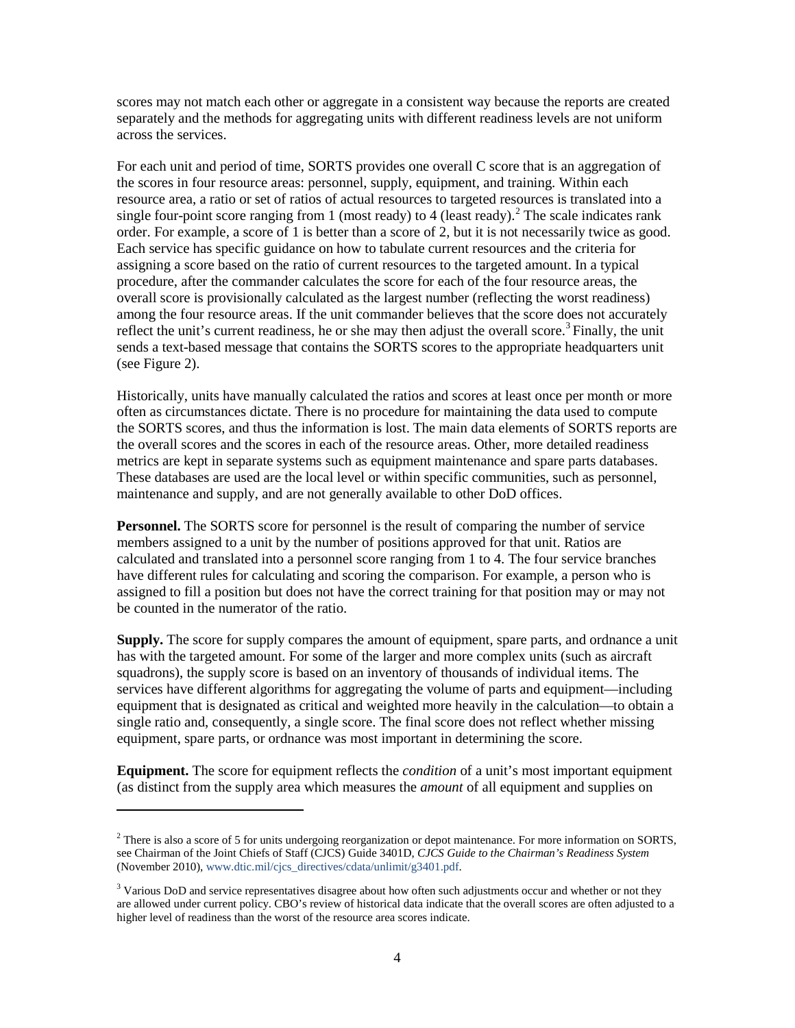scores may not match each other or aggregate in a consistent way because the reports are created separately and the methods for aggregating units with different readiness levels are not uniform across the services.

For each unit and period of time, SORTS provides one overall C score that is an aggregation of the scores in four resource areas: personnel, supply, equipment, and training. Within each resource area, a ratio or set of ratios of actual resources to targeted resources is translated into a single four-point score ranging from 1 (most ready) to 4 (least ready).[2] The scale indicates rank order. For example, a score of 1 is better than a score of 2, but it is not necessarily twice as good. Each service has specific guidance on how to tabulate current resources and the criteria for assigning a score based on the ratio of current resources to the targeted amount. In a typical procedure, after the commander calculates the score for each of the four resource areas, the overall score is provisionally calculated as the largest number (reflecting the worst readiness) among the four resource areas. If the unit commander believes that the score does not accurately reflect the unit's current readiness, he or she may then adjust the overall score.[3] Finally, the unit sends a text-based message that contains the SORTS scores to the appropriate headquarters unit (see Figure 2).

Historically, units have manually calculated the ratios and scores at least once per month or more often as circumstances dictate. There is no procedure for maintaining the data used to compute the SORTS scores, and thus the information is lost. The main data elements of SORTS reports are the overall scores and the scores in each of the resource areas. Other, more detailed readiness metrics are kept in separate systems such as equipment maintenance and spare parts databases. These databases are used are the local level or within specific communities, such as personnel, maintenance and supply, and are not generally available to other DoD offices.

**Personnel.** The SORTS score for personnel is the result of comparing the number of service members assigned to a unit by the number of positions approved for that unit. Ratios are calculated and translated into a personnel score ranging from 1 to 4. The four service branches have different rules for calculating and scoring the comparison. For example, a person who is assigned to fill a position but does not have the correct training for that position may or may not be counted in the numerator of the ratio.

**Supply.** The score for supply compares the amount of equipment, spare parts, and ordnance a unit has with the targeted amount. For some of the larger and more complex units (such as aircraft squadrons), the supply score is based on an inventory of thousands of individual items. The services have different algorithms for aggregating the volume of parts and equipment—including equipment that is designated as critical and weighted more heavily in the calculation—to obtain a single ratio and, consequently, a single score. The final score does not reflect whether missing equipment, spare parts, or ordnance was most important in determining the score.

**Equipment.** The score for equipment reflects the *condition* of a unit's most important equipment (as distinct from the supply area which measures the *amount* of all equipment and supplies on

---

[2] There is also a score of 5 for units undergoing reorganization or depot maintenance. For more information on SORTS, see Chairman of the Joint Chiefs of Staff (CJCS) Guide 3401D, *CJCS Guide to the Chairman's Readiness System* (November 2010), www.dtic.mil/cjcs_directives/cdata/unlimit/g3401.pdf.

[3] Various DoD and service representatives disagree about how often such adjustments occur and whether or not they are allowed under current policy. CBO's review of historical data indicate that the overall scores are often adjusted to a higher level of readiness than the worst of the resource area scores indicate.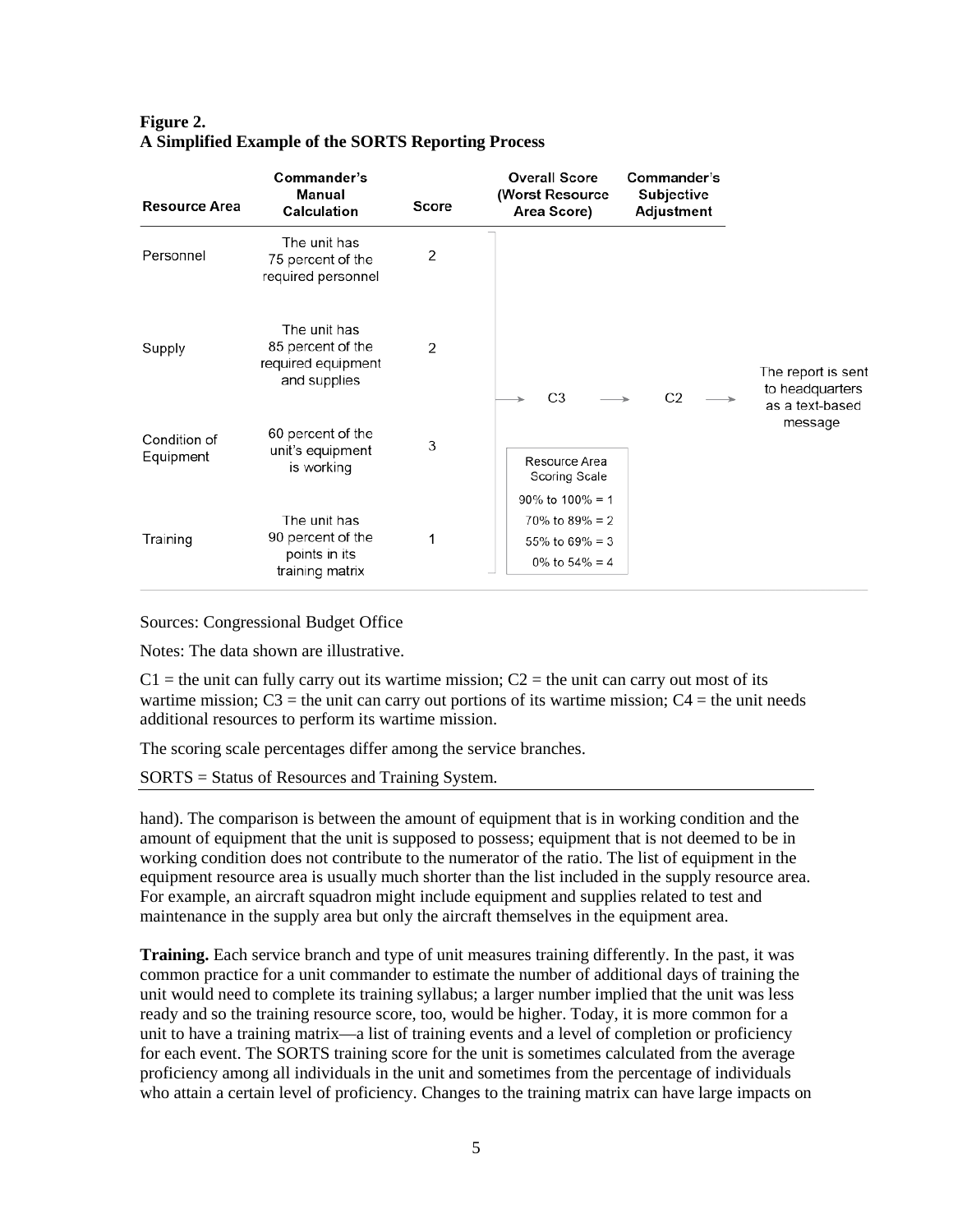**Figure 2.**
**A Simplified Example of the SORTS Reporting Process**

| Resource Area | Commander's Manual Calculation | Score | Overall Score (Worst Resource Area Score) | Commander's Subjective Adjustment | |
|---|---|---|---|---|---|
| Personnel | The unit has 75 percent of the required personnel | 2 | | | |
| Supply | The unit has 85 percent of the required equipment and supplies | 2 | → C3 | → C2 | → The report is sent to headquarters as a text-based message |
| Condition of Equipment | 60 percent of the unit's equipment is working | 3 | | | |
| Training | The unit has 90 percent of the points in its training matrix | 1 | | | |

Resource Area Scoring Scale

- 90% to 100% = 1
- 70% to 89% = 2
- 55% to 69% = 3
- 0% to 54% = 4

Sources: Congressional Budget Office

Notes: The data shown are illustrative.

C1 = the unit can fully carry out its wartime mission; C2 = the unit can carry out most of its wartime mission; C3 = the unit can carry out portions of its wartime mission; C4 = the unit needs additional resources to perform its wartime mission.

The scoring scale percentages differ among the service branches.

SORTS = Status of Resources and Training System.

hand). The comparison is between the amount of equipment that is in working condition and the amount of equipment that the unit is supposed to possess; equipment that is not deemed to be in working condition does not contribute to the numerator of the ratio. The list of equipment in the equipment resource area is usually much shorter than the list included in the supply resource area. For example, an aircraft squadron might include equipment and supplies related to test and maintenance in the supply area but only the aircraft themselves in the equipment area.

**Training.** Each service branch and type of unit measures training differently. In the past, it was common practice for a unit commander to estimate the number of additional days of training the unit would need to complete its training syllabus; a larger number implied that the unit was less ready and so the training resource score, too, would be higher. Today, it is more common for a unit to have a training matrix—a list of training events and a level of completion or proficiency for each event. The SORTS training score for the unit is sometimes calculated from the average proficiency among all individuals in the unit and sometimes from the percentage of individuals who attain a certain level of proficiency. Changes to the training matrix can have large impacts on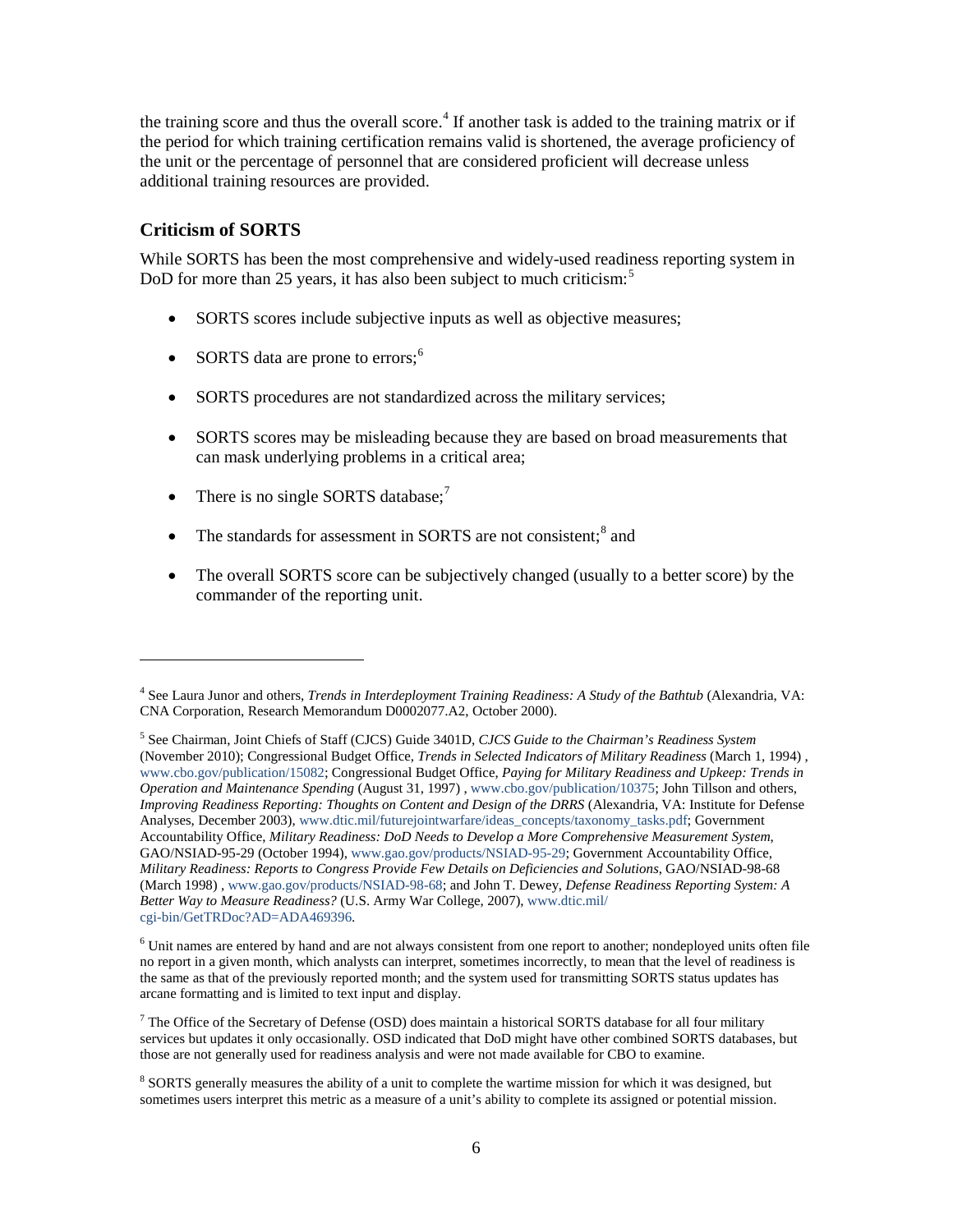the training score and thus the overall score.[4] If another task is added to the training matrix or if the period for which training certification remains valid is shortened, the average proficiency of the unit or the percentage of personnel that are considered proficient will decrease unless additional training resources are provided.

### Criticism of SORTS

While SORTS has been the most comprehensive and widely-used readiness reporting system in DoD for more than 25 years, it has also been subject to much criticism:[5]

- SORTS scores include subjective inputs as well as objective measures;
- SORTS data are prone to errors;[6]
- SORTS procedures are not standardized across the military services;
- SORTS scores may be misleading because they are based on broad measurements that can mask underlying problems in a critical area;
- There is no single SORTS database;[7]
- The standards for assessment in SORTS are not consistent;[8] and
- The overall SORTS score can be subjectively changed (usually to a better score) by the commander of the reporting unit.

---

[4] See Laura Junor and others, *Trends in Interdeployment Training Readiness: A Study of the Bathtub* (Alexandria, VA: CNA Corporation, Research Memorandum D0002077.A2, October 2000).

[5] See Chairman, Joint Chiefs of Staff (CJCS) Guide 3401D, *CJCS Guide to the Chairman's Readiness System* (November 2010); Congressional Budget Office, *Trends in Selected Indicators of Military Readiness* (March 1, 1994) , www.cbo.gov/publication/15082; Congressional Budget Office, *Paying for Military Readiness and Upkeep: Trends in Operation and Maintenance Spending* (August 31, 1997) , www.cbo.gov/publication/10375; John Tillson and others, *Improving Readiness Reporting: Thoughts on Content and Design of the DRRS* (Alexandria, VA: Institute for Defense Analyses, December 2003), www.dtic.mil/futurejointwarfare/ideas_concepts/taxonomy_tasks.pdf; Government Accountability Office, *Military Readiness: DoD Needs to Develop a More Comprehensive Measurement System*, GAO/NSIAD-95-29 (October 1994), www.gao.gov/products/NSIAD-95-29; Government Accountability Office, *Military Readiness: Reports to Congress Provide Few Details on Deficiencies and Solutions*, GAO/NSIAD-98-68 (March 1998) , www.gao.gov/products/NSIAD-98-68; and John T. Dewey, *Defense Readiness Reporting System: A Better Way to Measure Readiness?* (U.S. Army War College, 2007), www.dtic.mil/cgi-bin/GetTRDoc?AD=ADA469396.

[6] Unit names are entered by hand and are not always consistent from one report to another; nondeployed units often file no report in a given month, which analysts can interpret, sometimes incorrectly, to mean that the level of readiness is the same as that of the previously reported month; and the system used for transmitting SORTS status updates has arcane formatting and is limited to text input and display.

[7] The Office of the Secretary of Defense (OSD) does maintain a historical SORTS database for all four military services but updates it only occasionally. OSD indicated that DoD might have other combined SORTS databases, but those are not generally used for readiness analysis and were not made available for CBO to examine.

[8] SORTS generally measures the ability of a unit to complete the wartime mission for which it was designed, but sometimes users interpret this metric as a measure of a unit's ability to complete its assigned or potential mission.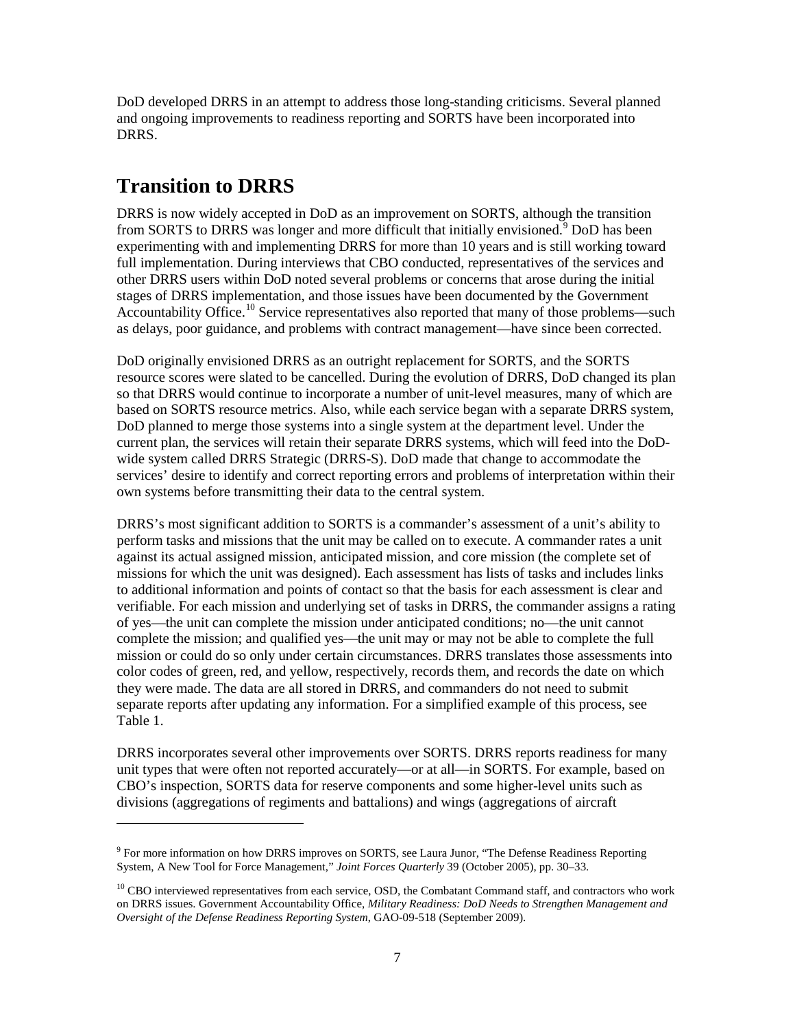DoD developed DRRS in an attempt to address those long-standing criticisms. Several planned and ongoing improvements to readiness reporting and SORTS have been incorporated into DRRS.

## Transition to DRRS

DRRS is now widely accepted in DoD as an improvement on SORTS, although the transition from SORTS to DRRS was longer and more difficult that initially envisioned.[9] DoD has been experimenting with and implementing DRRS for more than 10 years and is still working toward full implementation. During interviews that CBO conducted, representatives of the services and other DRRS users within DoD noted several problems or concerns that arose during the initial stages of DRRS implementation, and those issues have been documented by the Government Accountability Office.[10] Service representatives also reported that many of those problems—such as delays, poor guidance, and problems with contract management—have since been corrected.

DoD originally envisioned DRRS as an outright replacement for SORTS, and the SORTS resource scores were slated to be cancelled. During the evolution of DRRS, DoD changed its plan so that DRRS would continue to incorporate a number of unit-level measures, many of which are based on SORTS resource metrics. Also, while each service began with a separate DRRS system, DoD planned to merge those systems into a single system at the department level. Under the current plan, the services will retain their separate DRRS systems, which will feed into the DoD-wide system called DRRS Strategic (DRRS-S). DoD made that change to accommodate the services' desire to identify and correct reporting errors and problems of interpretation within their own systems before transmitting their data to the central system.

DRRS's most significant addition to SORTS is a commander's assessment of a unit's ability to perform tasks and missions that the unit may be called on to execute. A commander rates a unit against its actual assigned mission, anticipated mission, and core mission (the complete set of missions for which the unit was designed). Each assessment has lists of tasks and includes links to additional information and points of contact so that the basis for each assessment is clear and verifiable. For each mission and underlying set of tasks in DRRS, the commander assigns a rating of yes—the unit can complete the mission under anticipated conditions; no—the unit cannot complete the mission; and qualified yes—the unit may or may not be able to complete the full mission or could do so only under certain circumstances. DRRS translates those assessments into color codes of green, red, and yellow, respectively, records them, and records the date on which they were made. The data are all stored in DRRS, and commanders do not need to submit separate reports after updating any information. For a simplified example of this process, see Table 1.

DRRS incorporates several other improvements over SORTS. DRRS reports readiness for many unit types that were often not reported accurately—or at all—in SORTS. For example, based on CBO's inspection, SORTS data for reserve components and some higher-level units such as divisions (aggregations of regiments and battalions) and wings (aggregations of aircraft

---

[9] For more information on how DRRS improves on SORTS, see Laura Junor, "The Defense Readiness Reporting System, A New Tool for Force Management," *Joint Forces Quarterly* 39 (October 2005), pp. 30–33.

[10] CBO interviewed representatives from each service, OSD, the Combatant Command staff, and contractors who work on DRRS issues. Government Accountability Office, *Military Readiness: DoD Needs to Strengthen Management and Oversight of the Defense Readiness Reporting System*, GAO-09-518 (September 2009).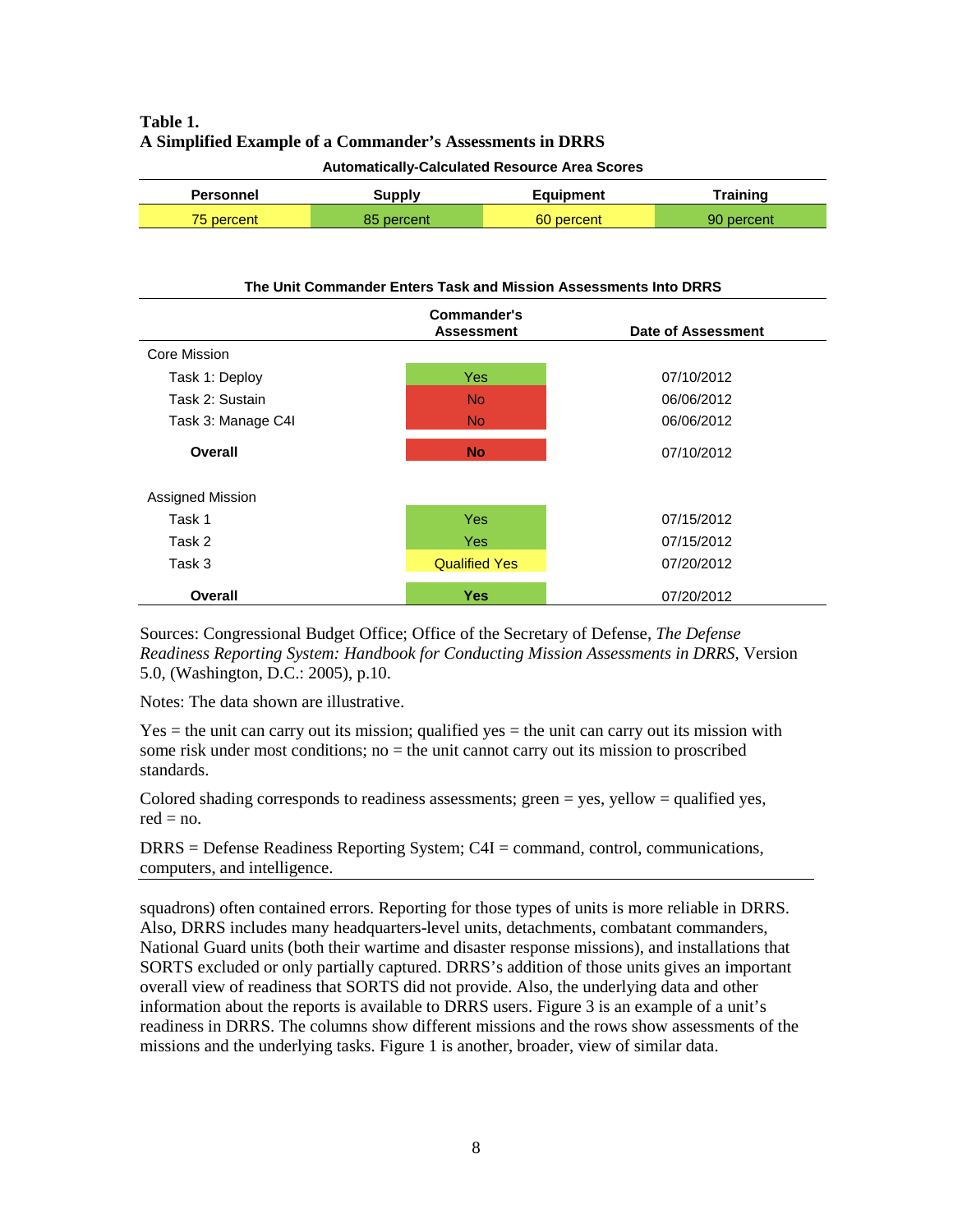**Table 1.**
**A Simplified Example of a Commander's Assessments in DRRS**

**Automatically-Calculated Resource Area Scores**

| Personnel | Supply | Equipment | Training |
|---|---|---|---|
| 75 percent | 85 percent | 60 percent | 90 percent |

**The Unit Commander Enters Task and Mission Assessments Into DRRS**

| | Commander's Assessment | Date of Assessment |
|---|---|---|
| Core Mission | | |
| Task 1: Deploy | Yes | 07/10/2012 |
| Task 2: Sustain | No | 06/06/2012 |
| Task 3: Manage C4I | No | 06/06/2012 |
| **Overall** | **No** | 07/10/2012 |
| Assigned Mission | | |
| Task 1 | Yes | 07/15/2012 |
| Task 2 | Yes | 07/15/2012 |
| Task 3 | Qualified Yes | 07/20/2012 |
| **Overall** | **Yes** | 07/20/2012 |

Sources: Congressional Budget Office; Office of the Secretary of Defense, *The Defense Readiness Reporting System: Handbook for Conducting Mission Assessments in DRRS*, Version 5.0, (Washington, D.C.: 2005), p.10.

Notes: The data shown are illustrative.

Yes = the unit can carry out its mission; qualified yes = the unit can carry out its mission with some risk under most conditions; no = the unit cannot carry out its mission to proscribed standards.

Colored shading corresponds to readiness assessments; green = yes, yellow = qualified yes, red = no.

DRRS = Defense Readiness Reporting System; C4I = command, control, communications, computers, and intelligence.

squadrons) often contained errors. Reporting for those types of units is more reliable in DRRS. Also, DRRS includes many headquarters-level units, detachments, combatant commanders, National Guard units (both their wartime and disaster response missions), and installations that SORTS excluded or only partially captured. DRRS's addition of those units gives an important overall view of readiness that SORTS did not provide. Also, the underlying data and other information about the reports is available to DRRS users. Figure 3 is an example of a unit's readiness in DRRS. The columns show different missions and the rows show assessments of the missions and the underlying tasks. Figure 1 is another, broader, view of similar data.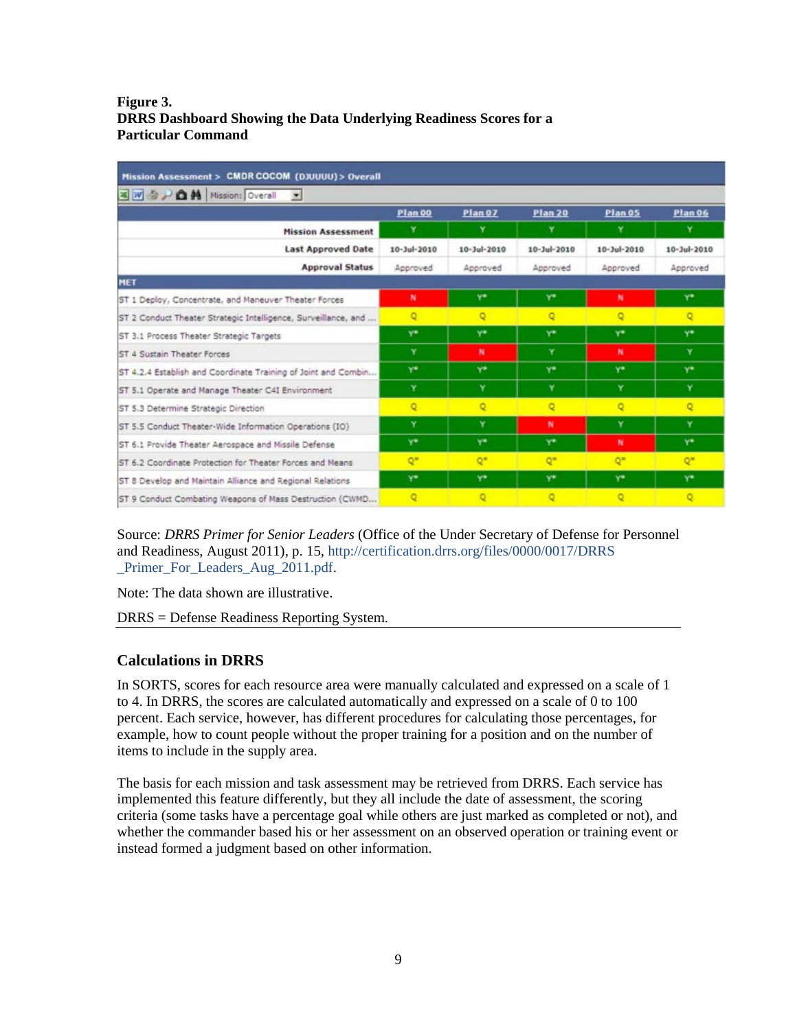**Figure 3.**
**DRRS Dashboard Showing the Data Underlying Readiness Scores for a Particular Command**

Mission Assessment > CMDR COCOM (DJUUUU) > Overall

Mission: Overall

| | Plan 00 | Plan 07 | Plan 20 | Plan 05 | Plan 06 |
|---|---|---|---|---|---|
| **Mission Assessment** | Y | Y | Y | Y | Y |
| **Last Approved Date** | 10-Jul-2010 | 10-Jul-2010 | 10-Jul-2010 | 10-Jul-2010 | 10-Jul-2010 |
| **Approval Status** | Approved | Approved | Approved | Approved | Approved |
| **MET** | | | | | |
| ST 1 Deploy, Concentrate, and Maneuver Theater Forces | N | Y* | Y* | N | Y* |
| ST 2 Conduct Theater Strategic Intelligence, Surveillance, and ... | Q | Q | Q | Q | Q |
| ST 3.1 Process Theater Strategic Targets | Y* | Y* | Y* | Y* | Y* |
| ST 4 Sustain Theater Forces | Y | N | Y | N | Y |
| ST 4.2.4 Establish and Coordinate Training of Joint and Combin... | Y* | Y* | Y* | Y* | Y* |
| ST 5.1 Operate and Manage Theater C4I Environment | Y | Y | Y | Y | Y |
| ST 5.3 Determine Strategic Direction | Q | Q | Q | Q | Q |
| ST 5.5 Conduct Theater-Wide Information Operations (IO) | Y | Y | N | Y | Y |
| ST 6.1 Provide Theater Aerospace and Missile Defense | Y* | Y* | Y* | N | Y* |
| ST 6.2 Coordinate Protection for Theater Forces and Means | Q* | Q* | Q* | Q* | Q* |
| ST 8 Develop and Maintain Alliance and Regional Relations | Y* | Y* | Y* | Y* | Y* |
| ST 9 Conduct Combating Weapons of Mass Destruction (CWMD... | Q | Q | Q | Q | Q |

Source: *DRRS Primer for Senior Leaders* (Office of the Under Secretary of Defense for Personnel and Readiness, August 2011), p. 15, http://certification.drrs.org/files/0000/0017/DRRS_Primer_For_Leaders_Aug_2011.pdf.

Note: The data shown are illustrative.

DRRS = Defense Readiness Reporting System.

### Calculations in DRRS

In SORTS, scores for each resource area were manually calculated and expressed on a scale of 1 to 4. In DRRS, the scores are calculated automatically and expressed on a scale of 0 to 100 percent. Each service, however, has different procedures for calculating those percentages, for example, how to count people without the proper training for a position and on the number of items to include in the supply area.

The basis for each mission and task assessment may be retrieved from DRRS. Each service has implemented this feature differently, but they all include the date of assessment, the scoring criteria (some tasks have a percentage goal while others are just marked as completed or not), and whether the commander based his or her assessment on an observed operation or training event or instead formed a judgment based on other information.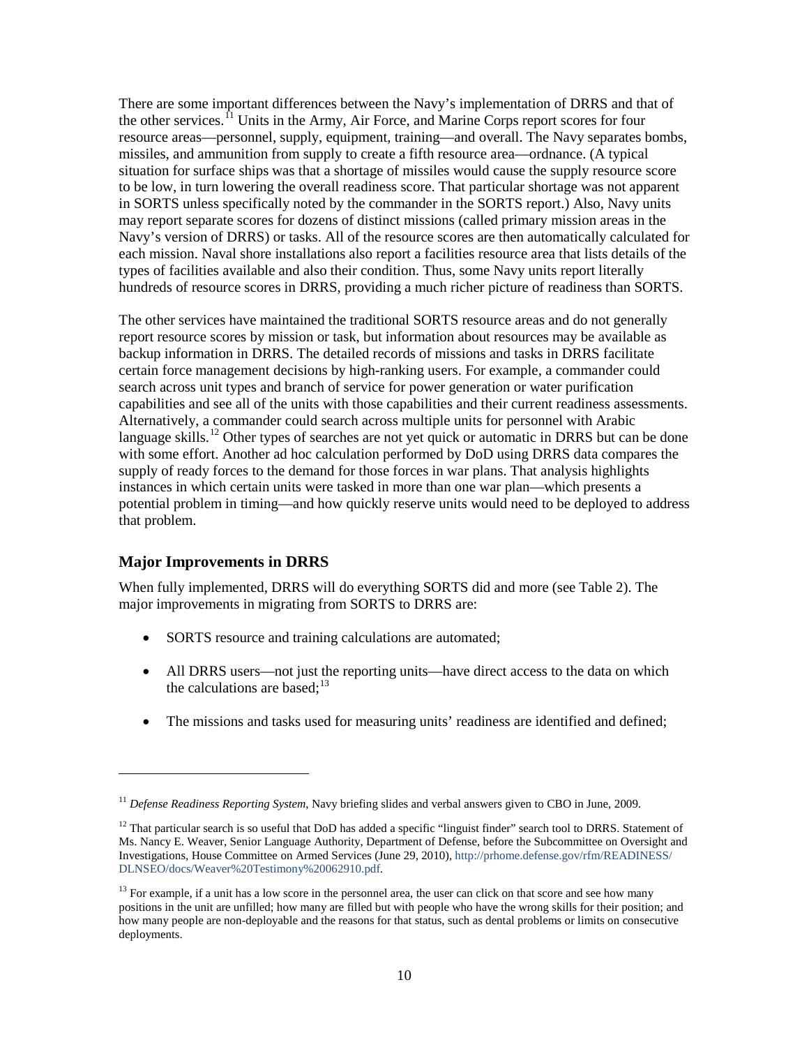There are some important differences between the Navy's implementation of DRRS and that of the other services.[11] Units in the Army, Air Force, and Marine Corps report scores for four resource areas—personnel, supply, equipment, training—and overall. The Navy separates bombs, missiles, and ammunition from supply to create a fifth resource area—ordnance. (A typical situation for surface ships was that a shortage of missiles would cause the supply resource score to be low, in turn lowering the overall readiness score. That particular shortage was not apparent in SORTS unless specifically noted by the commander in the SORTS report.) Also, Navy units may report separate scores for dozens of distinct missions (called primary mission areas in the Navy's version of DRRS) or tasks. All of the resource scores are then automatically calculated for each mission. Naval shore installations also report a facilities resource area that lists details of the types of facilities available and also their condition. Thus, some Navy units report literally hundreds of resource scores in DRRS, providing a much richer picture of readiness than SORTS.

The other services have maintained the traditional SORTS resource areas and do not generally report resource scores by mission or task, but information about resources may be available as backup information in DRRS. The detailed records of missions and tasks in DRRS facilitate certain force management decisions by high-ranking users. For example, a commander could search across unit types and branch of service for power generation or water purification capabilities and see all of the units with those capabilities and their current readiness assessments. Alternatively, a commander could search across multiple units for personnel with Arabic language skills.[12] Other types of searches are not yet quick or automatic in DRRS but can be done with some effort. Another ad hoc calculation performed by DoD using DRRS data compares the supply of ready forces to the demand for those forces in war plans. That analysis highlights instances in which certain units were tasked in more than one war plan—which presents a potential problem in timing—and how quickly reserve units would need to be deployed to address that problem.

### Major Improvements in DRRS

When fully implemented, DRRS will do everything SORTS did and more (see Table 2). The major improvements in migrating from SORTS to DRRS are:

- SORTS resource and training calculations are automated;
- All DRRS users—not just the reporting units—have direct access to the data on which the calculations are based;[13]
- The missions and tasks used for measuring units' readiness are identified and defined;

---

[11] *Defense Readiness Reporting System*, Navy briefing slides and verbal answers given to CBO in June, 2009.

[12] That particular search is so useful that DoD has added a specific "linguist finder" search tool to DRRS. Statement of Ms. Nancy E. Weaver, Senior Language Authority, Department of Defense, before the Subcommittee on Oversight and Investigations, House Committee on Armed Services (June 29, 2010), http://prhome.defense.gov/rfm/READINESS/DLNSEO/docs/Weaver%20Testimony%20062910.pdf.

[13] For example, if a unit has a low score in the personnel area, the user can click on that score and see how many positions in the unit are unfilled; how many are filled but with people who have the wrong skills for their position; and how many people are non-deployable and the reasons for that status, such as dental problems or limits on consecutive deployments.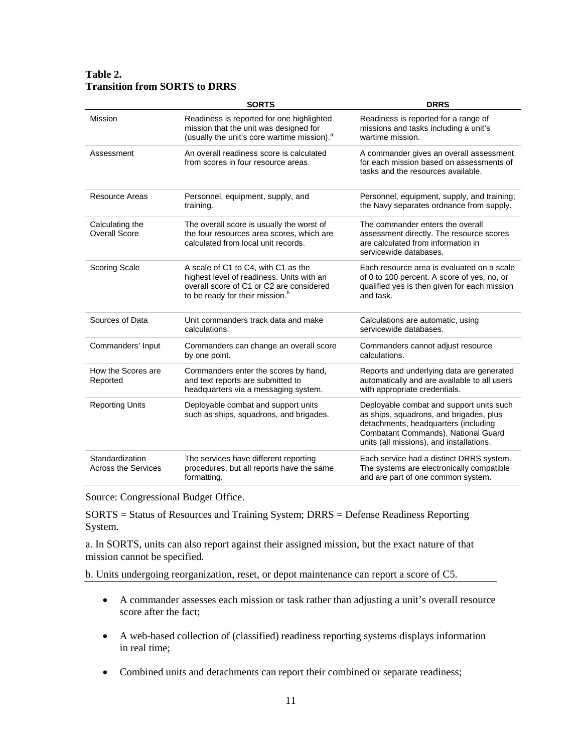**Table 2.**
**Transition from SORTS to DRRS**

| | SORTS | DRRS |
|---|---|---|
| Mission | Readiness is reported for one highlighted mission that the unit was designed for (usually the unit's core wartime mission).[a] | Readiness is reported for a range of missions and tasks including a unit's wartime mission. |
| Assessment | An overall readiness score is calculated from scores in four resource areas. | A commander gives an overall assessment for each mission based on assessments of tasks and the resources available. |
| Resource Areas | Personnel, equipment, supply, and training. | Personnel, equipment, supply, and training; the Navy separates ordnance from supply. |
| Calculating the Overall Score | The overall score is usually the worst of the four resources area scores, which are calculated from local unit records. | The commander enters the overall assessment directly. The resource scores are calculated from information in servicewide databases. |
| Scoring Scale | A scale of C1 to C4, with C1 as the highest level of readiness. Units with an overall score of C1 or C2 are considered to be ready for their mission.[b] | Each resource area is evaluated on a scale of 0 to 100 percent. A score of yes, no, or qualified yes is then given for each mission and task. |
| Sources of Data | Unit commanders track data and make calculations. | Calculations are automatic, using servicewide databases. |
| Commanders' Input | Commanders can change an overall score by one point. | Commanders cannot adjust resource calculations. |
| How the Scores are Reported | Commanders enter the scores by hand, and text reports are submitted to headquarters via a messaging system. | Reports and underlying data are generated automatically and are available to all users with appropriate credentials. |
| Reporting Units | Deployable combat and support units such as ships, squadrons, and brigades. | Deployable combat and support units such as ships, squadrons, and brigades, plus detachments, headquarters (including Combatant Commands), National Guard units (all missions), and installations. |
| Standardization Across the Services | The services have different reporting procedures, but all reports have the same formatting. | Each service had a distinct DRRS system. The systems are electronically compatible and are part of one common system. |

Source: Congressional Budget Office.

SORTS = Status of Resources and Training System; DRRS = Defense Readiness Reporting System.

a. In SORTS, units can also report against their assigned mission, but the exact nature of that mission cannot be specified.

b. Units undergoing reorganization, reset, or depot maintenance can report a score of C5.

- A commander assesses each mission or task rather than adjusting a unit's overall resource score after the fact;
- A web-based collection of (classified) readiness reporting systems displays information in real time;
- Combined units and detachments can report their combined or separate readiness;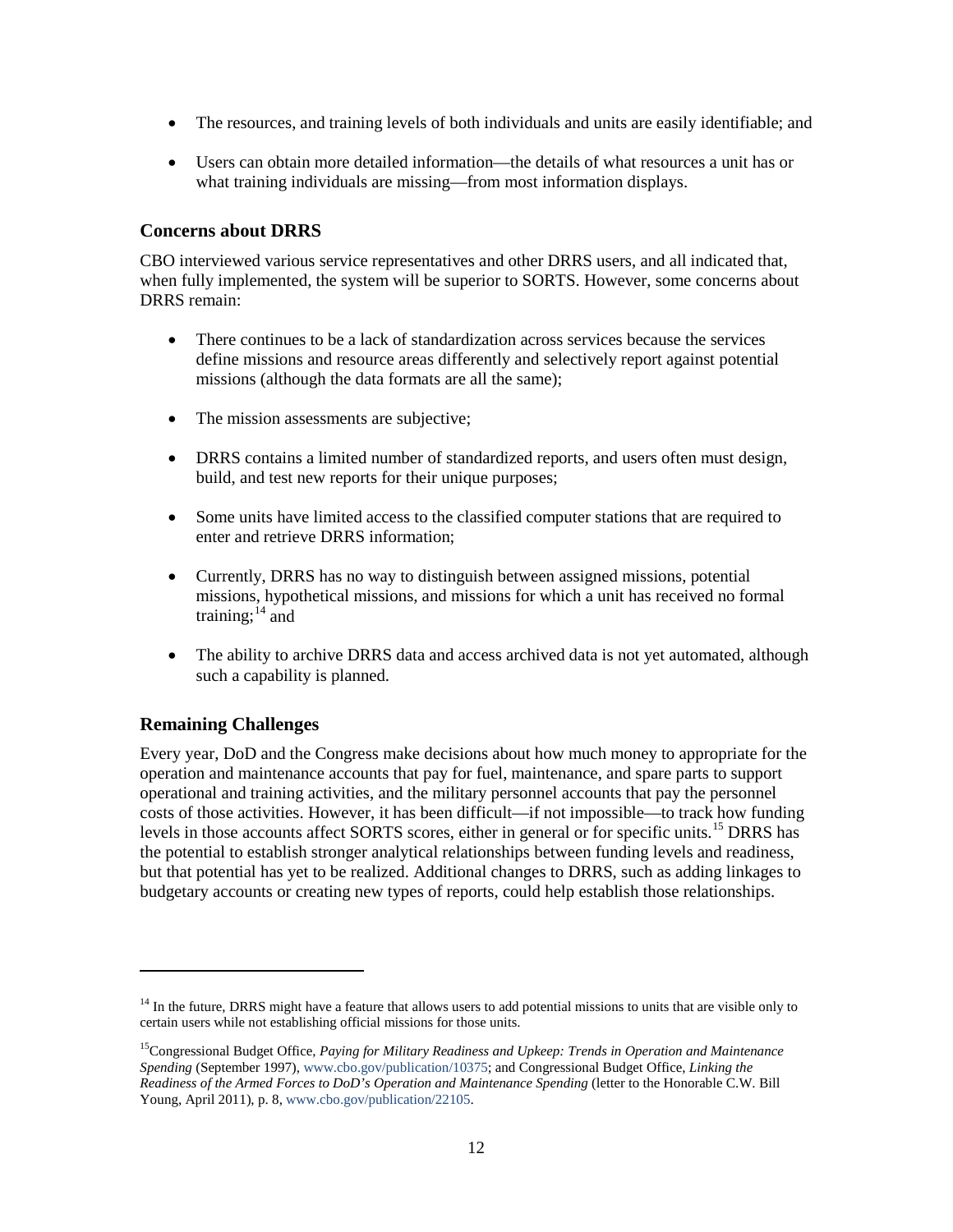- The resources, and training levels of both individuals and units are easily identifiable; and
- Users can obtain more detailed information—the details of what resources a unit has or what training individuals are missing—from most information displays.

## Concerns about DRRS

CBO interviewed various service representatives and other DRRS users, and all indicated that, when fully implemented, the system will be superior to SORTS. However, some concerns about DRRS remain:

- There continues to be a lack of standardization across services because the services define missions and resource areas differently and selectively report against potential missions (although the data formats are all the same);
- The mission assessments are subjective;
- DRRS contains a limited number of standardized reports, and users often must design, build, and test new reports for their unique purposes;
- Some units have limited access to the classified computer stations that are required to enter and retrieve DRRS information;
- Currently, DRRS has no way to distinguish between assigned missions, potential missions, hypothetical missions, and missions for which a unit has received no formal training;[14] and
- The ability to archive DRRS data and access archived data is not yet automated, although such a capability is planned.

## Remaining Challenges

Every year, DoD and the Congress make decisions about how much money to appropriate for the operation and maintenance accounts that pay for fuel, maintenance, and spare parts to support operational and training activities, and the military personnel accounts that pay the personnel costs of those activities. However, it has been difficult—if not impossible—to track how funding levels in those accounts affect SORTS scores, either in general or for specific units.[15] DRRS has the potential to establish stronger analytical relationships between funding levels and readiness, but that potential has yet to be realized. Additional changes to DRRS, such as adding linkages to budgetary accounts or creating new types of reports, could help establish those relationships.

---

[14] In the future, DRRS might have a feature that allows users to add potential missions to units that are visible only to certain users while not establishing official missions for those units.

[15] Congressional Budget Office, *Paying for Military Readiness and Upkeep: Trends in Operation and Maintenance Spending* (September 1997), www.cbo.gov/publication/10375; and Congressional Budget Office, *Linking the Readiness of the Armed Forces to DoD's Operation and Maintenance Spending* (letter to the Honorable C.W. Bill Young, April 2011), p. 8, www.cbo.gov/publication/22105.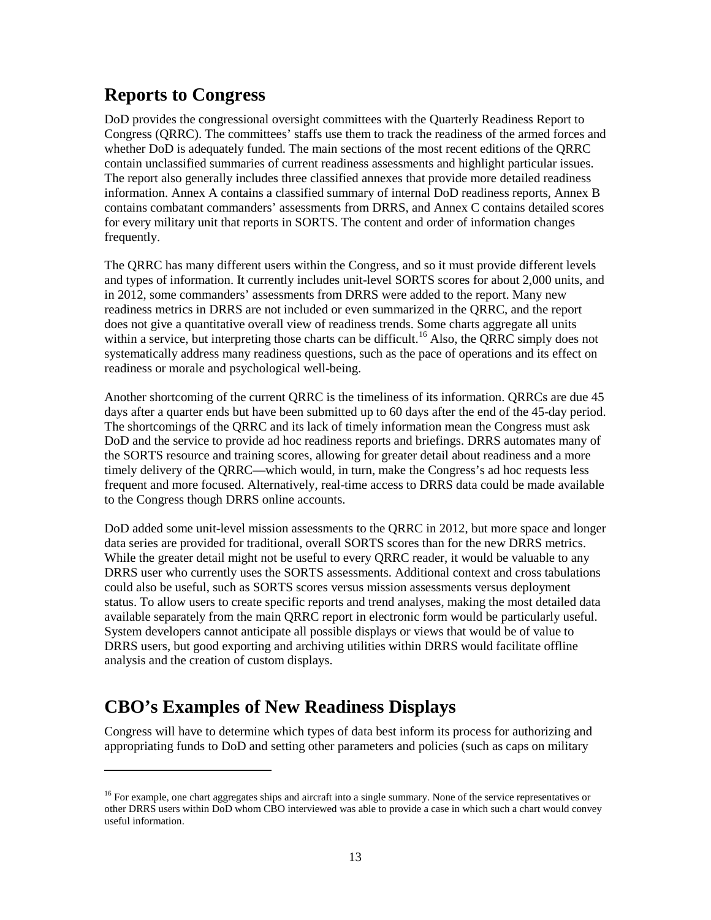## Reports to Congress

DoD provides the congressional oversight committees with the Quarterly Readiness Report to Congress (QRRC). The committees' staffs use them to track the readiness of the armed forces and whether DoD is adequately funded. The main sections of the most recent editions of the QRRC contain unclassified summaries of current readiness assessments and highlight particular issues. The report also generally includes three classified annexes that provide more detailed readiness information. Annex A contains a classified summary of internal DoD readiness reports, Annex B contains combatant commanders' assessments from DRRS, and Annex C contains detailed scores for every military unit that reports in SORTS. The content and order of information changes frequently.

The QRRC has many different users within the Congress, and so it must provide different levels and types of information. It currently includes unit-level SORTS scores for about 2,000 units, and in 2012, some commanders' assessments from DRRS were added to the report. Many new readiness metrics in DRRS are not included or even summarized in the QRRC, and the report does not give a quantitative overall view of readiness trends. Some charts aggregate all units within a service, but interpreting those charts can be difficult.[16] Also, the QRRC simply does not systematically address many readiness questions, such as the pace of operations and its effect on readiness or morale and psychological well-being.

Another shortcoming of the current QRRC is the timeliness of its information. QRRCs are due 45 days after a quarter ends but have been submitted up to 60 days after the end of the 45-day period. The shortcomings of the QRRC and its lack of timely information mean the Congress must ask DoD and the service to provide ad hoc readiness reports and briefings. DRRS automates many of the SORTS resource and training scores, allowing for greater detail about readiness and a more timely delivery of the QRRC—which would, in turn, make the Congress's ad hoc requests less frequent and more focused. Alternatively, real-time access to DRRS data could be made available to the Congress though DRRS online accounts.

DoD added some unit-level mission assessments to the QRRC in 2012, but more space and longer data series are provided for traditional, overall SORTS scores than for the new DRRS metrics. While the greater detail might not be useful to every QRRC reader, it would be valuable to any DRRS user who currently uses the SORTS assessments. Additional context and cross tabulations could also be useful, such as SORTS scores versus mission assessments versus deployment status. To allow users to create specific reports and trend analyses, making the most detailed data available separately from the main QRRC report in electronic form would be particularly useful. System developers cannot anticipate all possible displays or views that would be of value to DRRS users, but good exporting and archiving utilities within DRRS would facilitate offline analysis and the creation of custom displays.

## CBO's Examples of New Readiness Displays

Congress will have to determine which types of data best inform its process for authorizing and appropriating funds to DoD and setting other parameters and policies (such as caps on military

---

[16] For example, one chart aggregates ships and aircraft into a single summary. None of the service representatives or other DRRS users within DoD whom CBO interviewed was able to provide a case in which such a chart would convey useful information.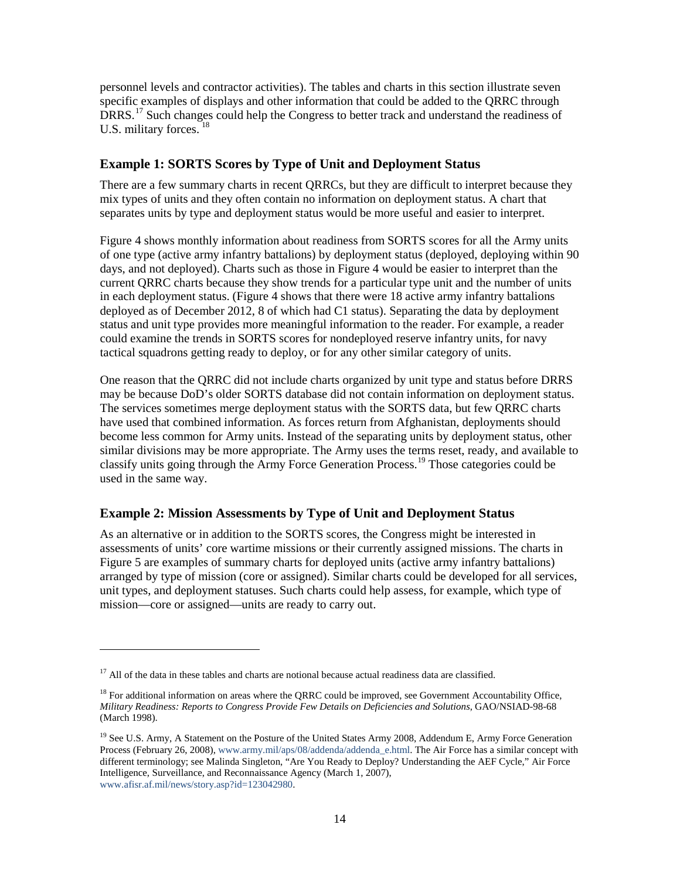personnel levels and contractor activities). The tables and charts in this section illustrate seven specific examples of displays and other information that could be added to the QRRC through DRRS.[17] Such changes could help the Congress to better track and understand the readiness of U.S. military forces.[18]

### Example 1: SORTS Scores by Type of Unit and Deployment Status

There are a few summary charts in recent QRRCs, but they are difficult to interpret because they mix types of units and they often contain no information on deployment status. A chart that separates units by type and deployment status would be more useful and easier to interpret.

Figure 4 shows monthly information about readiness from SORTS scores for all the Army units of one type (active army infantry battalions) by deployment status (deployed, deploying within 90 days, and not deployed). Charts such as those in Figure 4 would be easier to interpret than the current QRRC charts because they show trends for a particular type unit and the number of units in each deployment status. (Figure 4 shows that there were 18 active army infantry battalions deployed as of December 2012, 8 of which had C1 status). Separating the data by deployment status and unit type provides more meaningful information to the reader. For example, a reader could examine the trends in SORTS scores for nondeployed reserve infantry units, for navy tactical squadrons getting ready to deploy, or for any other similar category of units.

One reason that the QRRC did not include charts organized by unit type and status before DRRS may be because DoD's older SORTS database did not contain information on deployment status. The services sometimes merge deployment status with the SORTS data, but few QRRC charts have used that combined information. As forces return from Afghanistan, deployments should become less common for Army units. Instead of the separating units by deployment status, other similar divisions may be more appropriate. The Army uses the terms reset, ready, and available to classify units going through the Army Force Generation Process.[19] Those categories could be used in the same way.

### Example 2: Mission Assessments by Type of Unit and Deployment Status

As an alternative or in addition to the SORTS scores, the Congress might be interested in assessments of units' core wartime missions or their currently assigned missions. The charts in Figure 5 are examples of summary charts for deployed units (active army infantry battalions) arranged by type of mission (core or assigned). Similar charts could be developed for all services, unit types, and deployment statuses. Such charts could help assess, for example, which type of mission—core or assigned—units are ready to carry out.

---

[17] All of the data in these tables and charts are notional because actual readiness data are classified.

[18] For additional information on areas where the QRRC could be improved, see Government Accountability Office, *Military Readiness: Reports to Congress Provide Few Details on Deficiencies and Solutions*, GAO/NSIAD-98-68 (March 1998).

[19] See U.S. Army, A Statement on the Posture of the United States Army 2008, Addendum E, Army Force Generation Process (February 26, 2008), www.army.mil/aps/08/addenda/addenda_e.html. The Air Force has a similar concept with different terminology; see Malinda Singleton, "Are You Ready to Deploy? Understanding the AEF Cycle," Air Force Intelligence, Surveillance, and Reconnaissance Agency (March 1, 2007), www.afisr.af.mil/news/story.asp?id=123042980.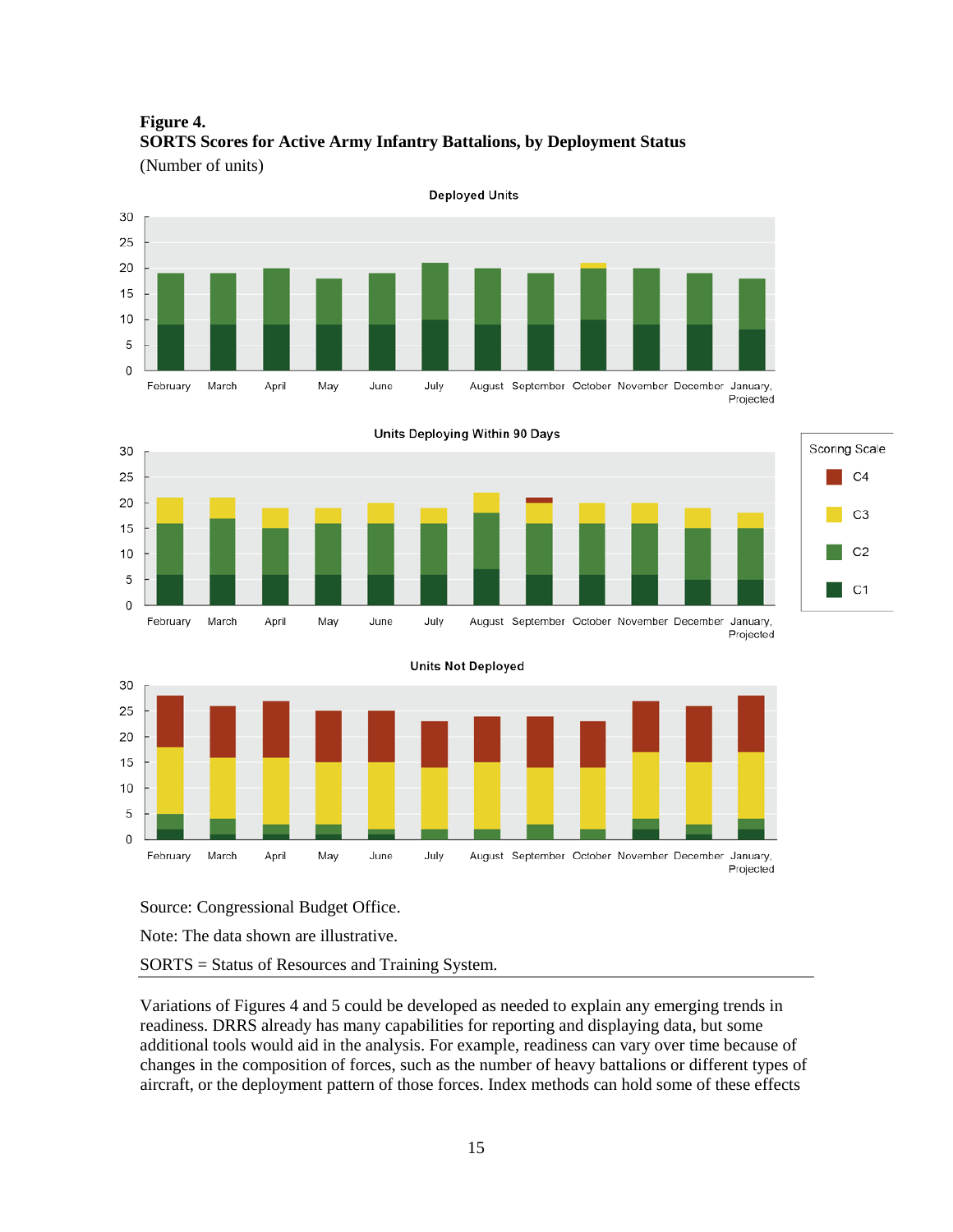**Figure 4.**
**SORTS Scores for Active Army Infantry Battalions, by Deployment Status**
(Number of units)

Source: Congressional Budget Office.

Note: The data shown are illustrative.

SORTS = Status of Resources and Training System.

Variations of Figures 4 and 5 could be developed as needed to explain any emerging trends in readiness. DRRS already has many capabilities for reporting and displaying data, but some additional tools would aid in the analysis. For example, readiness can vary over time because of changes in the composition of forces, such as the number of heavy battalions or different types of aircraft, or the deployment pattern of those forces. Index methods can hold some of these effects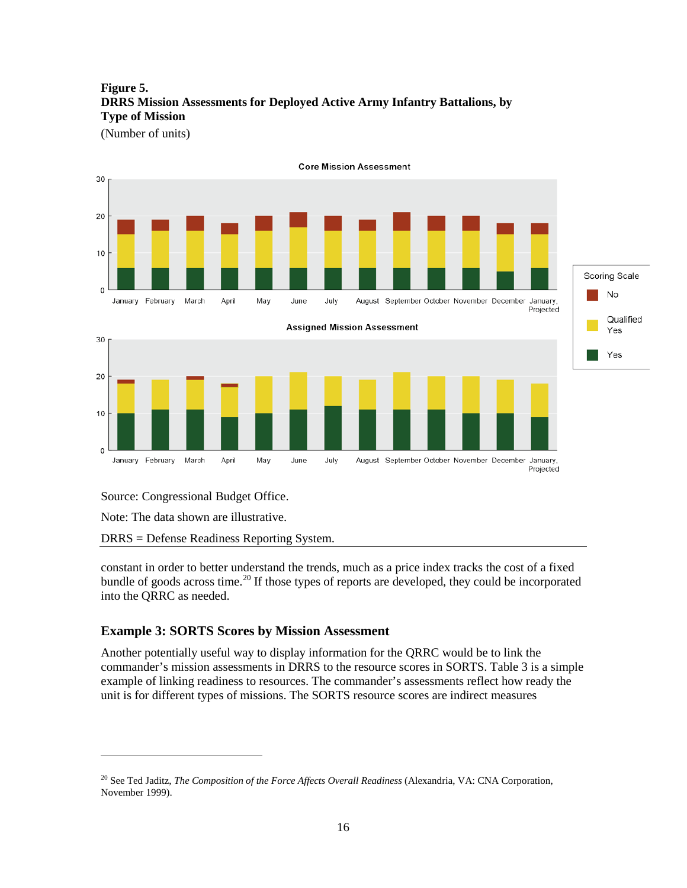**Figure 5.**
**DRRS Mission Assessments for Deployed Active Army Infantry Battalions, by Type of Mission**
(Number of units)

Source: Congressional Budget Office.

Note: The data shown are illustrative.

DRRS = Defense Readiness Reporting System.

constant in order to better understand the trends, much as a price index tracks the cost of a fixed bundle of goods across time.[20] If those types of reports are developed, they could be incorporated into the QRRC as needed.

### Example 3: SORTS Scores by Mission Assessment

Another potentially useful way to display information for the QRRC would be to link the commander's mission assessments in DRRS to the resource scores in SORTS. Table 3 is a simple example of linking readiness to resources. The commander's assessments reflect how ready the unit is for different types of missions. The SORTS resource scores are indirect measures

[20] See Ted Jaditz, *The Composition of the Force Affects Overall Readiness* (Alexandria, VA: CNA Corporation, November 1999).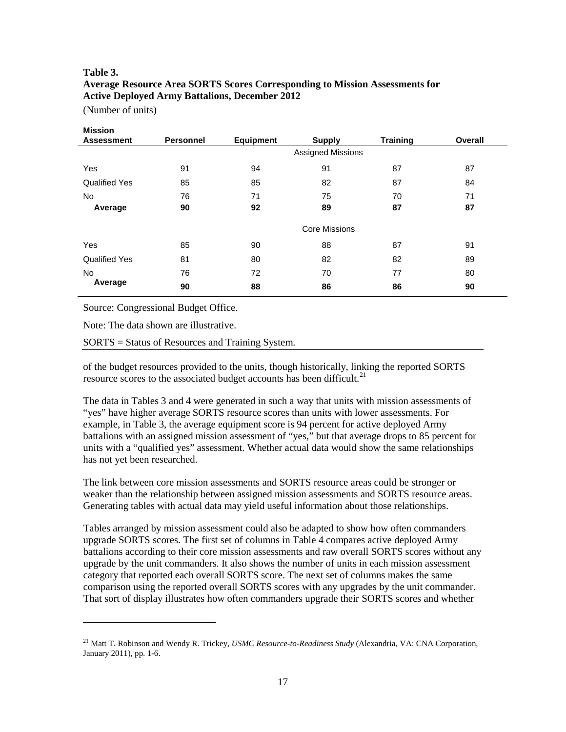**Table 3.**
**Average Resource Area SORTS Scores Corresponding to Mission Assessments for Active Deployed Army Battalions, December 2012**

(Number of units)

| Mission Assessment | Personnel | Equipment | Supply | Training | Overall |
|---|---|---|---|---|---|
| | | | Assigned Missions | | |
| Yes | 91 | 94 | 91 | 87 | 87 |
| Qualified Yes | 85 | 85 | 82 | 87 | 84 |
| No | 76 | 71 | 75 | 70 | 71 |
| **Average** | **90** | **92** | **89** | **87** | **87** |
| | | | Core Missions | | |
| Yes | 85 | 90 | 88 | 87 | 91 |
| Qualified Yes | 81 | 80 | 82 | 82 | 89 |
| No | 76 | 72 | 70 | 77 | 80 |
| **Average** | **90** | **88** | **86** | **86** | **90** |

Source: Congressional Budget Office.

Note: The data shown are illustrative.

SORTS = Status of Resources and Training System.

of the budget resources provided to the units, though historically, linking the reported SORTS resource scores to the associated budget accounts has been difficult.[21]

The data in Tables 3 and 4 were generated in such a way that units with mission assessments of "yes" have higher average SORTS resource scores than units with lower assessments. For example, in Table 3, the average equipment score is 94 percent for active deployed Army battalions with an assigned mission assessment of "yes," but that average drops to 85 percent for units with a "qualified yes" assessment. Whether actual data would show the same relationships has not yet been researched.

The link between core mission assessments and SORTS resource areas could be stronger or weaker than the relationship between assigned mission assessments and SORTS resource areas. Generating tables with actual data may yield useful information about those relationships.

Tables arranged by mission assessment could also be adapted to show how often commanders upgrade SORTS scores. The first set of columns in Table 4 compares active deployed Army battalions according to their core mission assessments and raw overall SORTS scores without any upgrade by the unit commanders. It also shows the number of units in each mission assessment category that reported each overall SORTS score. The next set of columns makes the same comparison using the reported overall SORTS scores with any upgrades by the unit commander. That sort of display illustrates how often commanders upgrade their SORTS scores and whether

[21] Matt T. Robinson and Wendy R. Trickey, *USMC Resource-to-Readiness Study* (Alexandria, VA: CNA Corporation, January 2011), pp. 1-6.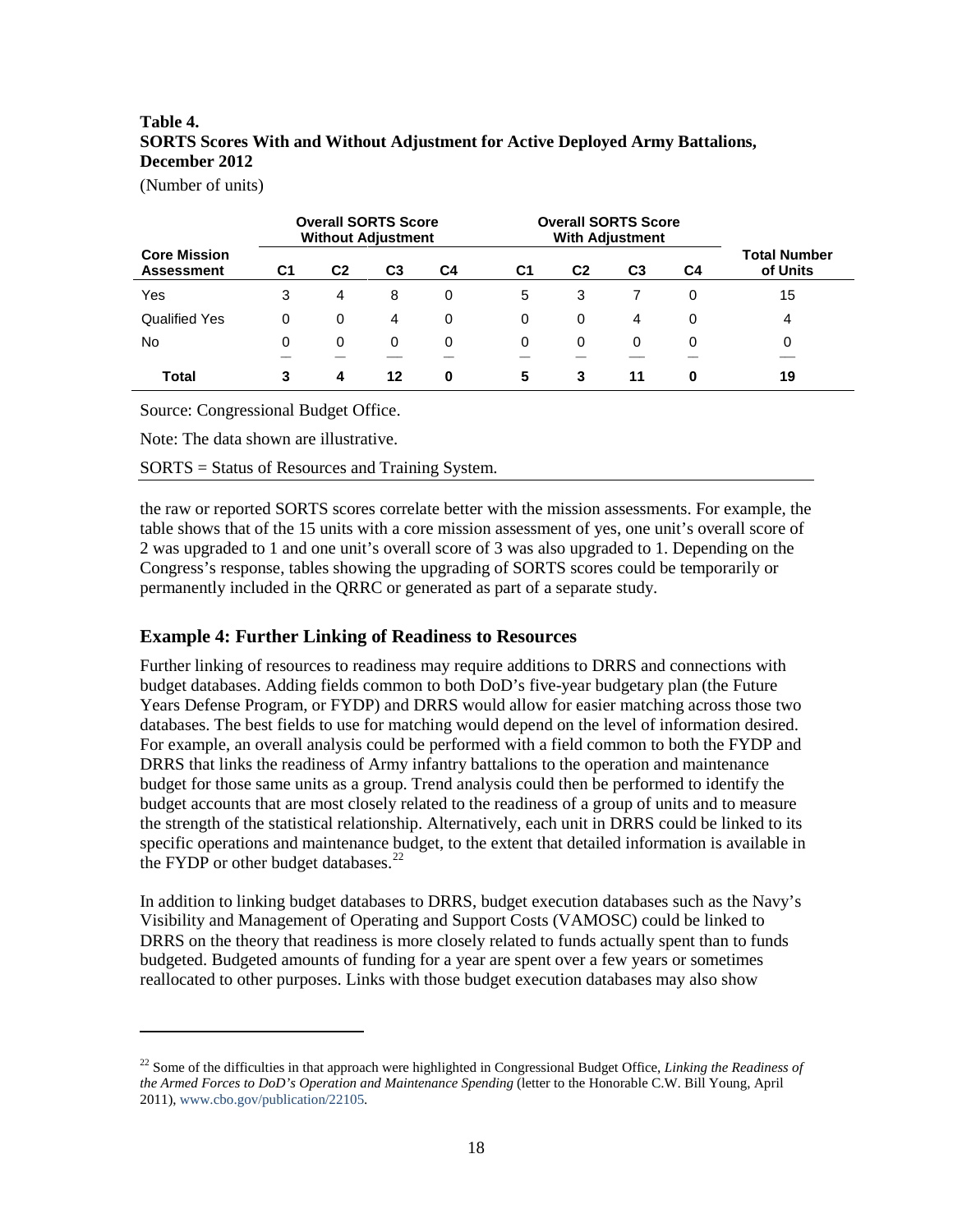**Table 4.**
**SORTS Scores With and Without Adjustment for Active Deployed Army Battalions, December 2012**

(Number of units)

| Core Mission Assessment | Overall SORTS Score Without Adjustment | | | | Overall SORTS Score With Adjustment | | | | Total Number of Units |
|---|---|---|---|---|---|---|---|---|---|
| | C1 | C2 | C3 | C4 | C1 | C2 | C3 | C4 | |
| Yes | 3 | 4 | 8 | 0 | 5 | 3 | 7 | 0 | 15 |
| Qualified Yes | 0 | 0 | 4 | 0 | 0 | 0 | 4 | 0 | 4 |
| No | 0 | 0 | 0 | 0 | 0 | 0 | 0 | 0 | 0 |
| **Total** | **3** | **4** | **12** | **0** | **5** | **3** | **11** | **0** | **19** |

Source: Congressional Budget Office.

Note: The data shown are illustrative.

SORTS = Status of Resources and Training System.

the raw or reported SORTS scores correlate better with the mission assessments. For example, the table shows that of the 15 units with a core mission assessment of yes, one unit's overall score of 2 was upgraded to 1 and one unit's overall score of 3 was also upgraded to 1. Depending on the Congress's response, tables showing the upgrading of SORTS scores could be temporarily or permanently included in the QRRC or generated as part of a separate study.

## Example 4: Further Linking of Readiness to Resources

Further linking of resources to readiness may require additions to DRRS and connections with budget databases. Adding fields common to both DoD's five-year budgetary plan (the Future Years Defense Program, or FYDP) and DRRS would allow for easier matching across those two databases. The best fields to use for matching would depend on the level of information desired. For example, an overall analysis could be performed with a field common to both the FYDP and DRRS that links the readiness of Army infantry battalions to the operation and maintenance budget for those same units as a group. Trend analysis could then be performed to identify the budget accounts that are most closely related to the readiness of a group of units and to measure the strength of the statistical relationship. Alternatively, each unit in DRRS could be linked to its specific operations and maintenance budget, to the extent that detailed information is available in the FYDP or other budget databases.[22]

In addition to linking budget databases to DRRS, budget execution databases such as the Navy's Visibility and Management of Operating and Support Costs (VAMOSC) could be linked to DRRS on the theory that readiness is more closely related to funds actually spent than to funds budgeted. Budgeted amounts of funding for a year are spent over a few years or sometimes reallocated to other purposes. Links with those budget execution databases may also show

[22] Some of the difficulties in that approach were highlighted in Congressional Budget Office, *Linking the Readiness of the Armed Forces to DoD's Operation and Maintenance Spending* (letter to the Honorable C.W. Bill Young, April 2011), www.cbo.gov/publication/22105.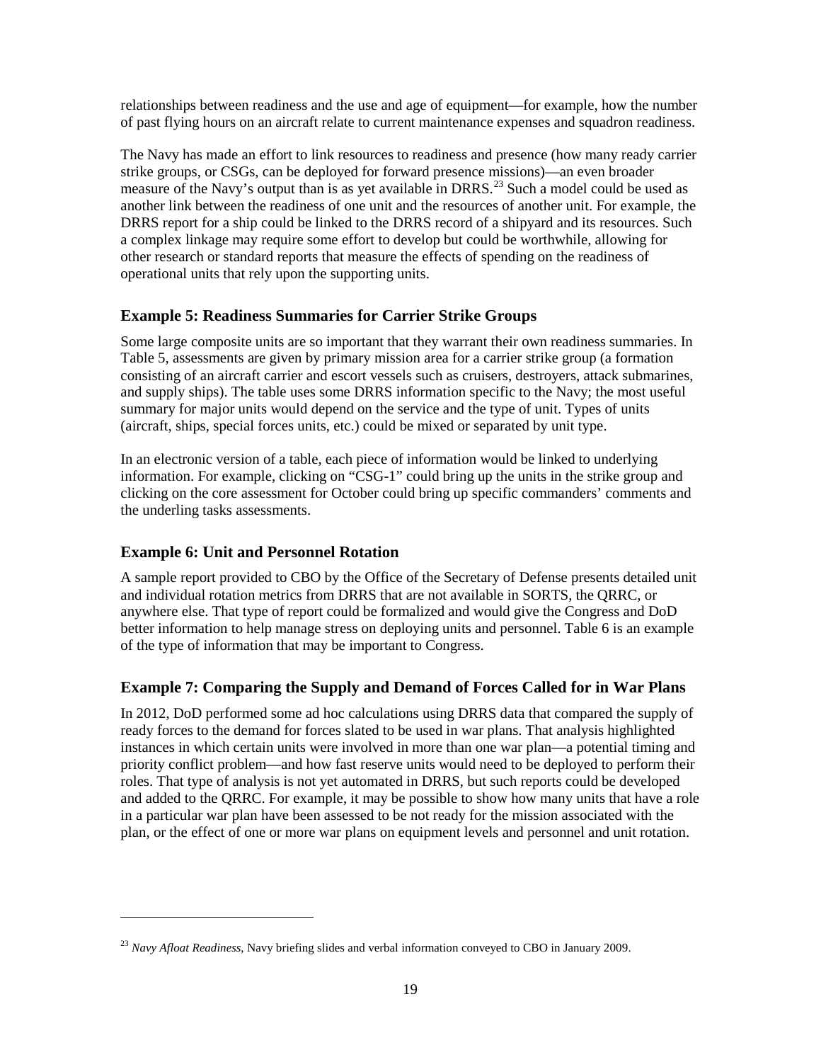relationships between readiness and the use and age of equipment—for example, how the number of past flying hours on an aircraft relate to current maintenance expenses and squadron readiness.

The Navy has made an effort to link resources to readiness and presence (how many ready carrier strike groups, or CSGs, can be deployed for forward presence missions)—an even broader measure of the Navy's output than is as yet available in DRRS.[23] Such a model could be used as another link between the readiness of one unit and the resources of another unit. For example, the DRRS report for a ship could be linked to the DRRS record of a shipyard and its resources. Such a complex linkage may require some effort to develop but could be worthwhile, allowing for other research or standard reports that measure the effects of spending on the readiness of operational units that rely upon the supporting units.

### Example 5: Readiness Summaries for Carrier Strike Groups

Some large composite units are so important that they warrant their own readiness summaries. In Table 5, assessments are given by primary mission area for a carrier strike group (a formation consisting of an aircraft carrier and escort vessels such as cruisers, destroyers, attack submarines, and supply ships). The table uses some DRRS information specific to the Navy; the most useful summary for major units would depend on the service and the type of unit. Types of units (aircraft, ships, special forces units, etc.) could be mixed or separated by unit type.

In an electronic version of a table, each piece of information would be linked to underlying information. For example, clicking on "CSG-1" could bring up the units in the strike group and clicking on the core assessment for October could bring up specific commanders' comments and the underling tasks assessments.

### Example 6: Unit and Personnel Rotation

A sample report provided to CBO by the Office of the Secretary of Defense presents detailed unit and individual rotation metrics from DRRS that are not available in SORTS, the QRRC, or anywhere else. That type of report could be formalized and would give the Congress and DoD better information to help manage stress on deploying units and personnel. Table 6 is an example of the type of information that may be important to Congress.

### Example 7: Comparing the Supply and Demand of Forces Called for in War Plans

In 2012, DoD performed some ad hoc calculations using DRRS data that compared the supply of ready forces to the demand for forces slated to be used in war plans. That analysis highlighted instances in which certain units were involved in more than one war plan—a potential timing and priority conflict problem—and how fast reserve units would need to be deployed to perform their roles. That type of analysis is not yet automated in DRRS, but such reports could be developed and added to the QRRC. For example, it may be possible to show how many units that have a role in a particular war plan have been assessed to be not ready for the mission associated with the plan, or the effect of one or more war plans on equipment levels and personnel and unit rotation.

---

[23] *Navy Afloat Readiness*, Navy briefing slides and verbal information conveyed to CBO in January 2009.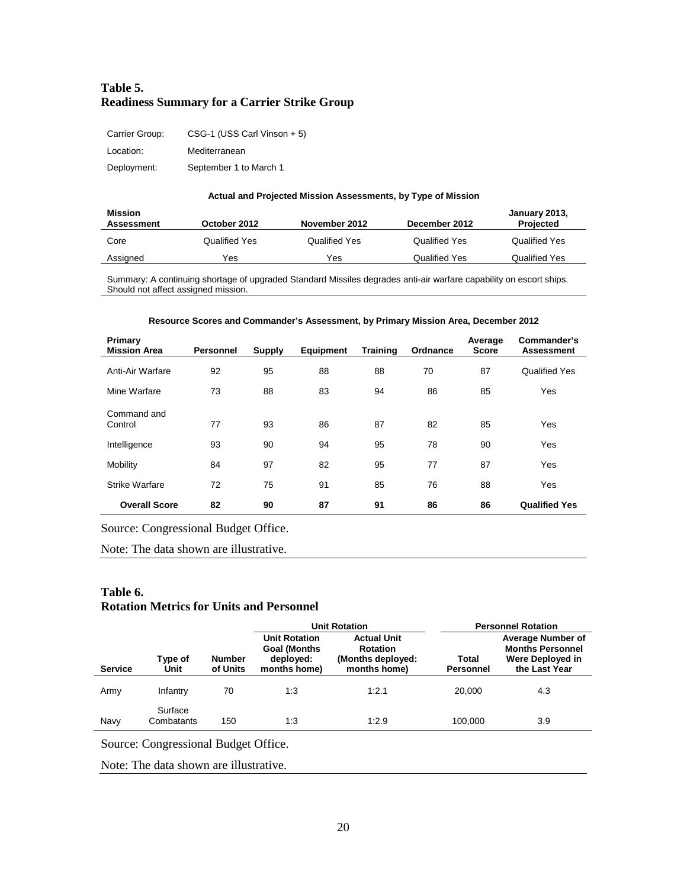### Table 5.
### Readiness Summary for a Carrier Strike Group

| | |
|---|---|
| Carrier Group: | CSG-1 (USS Carl Vinson + 5) |
| Location: | Mediterranean |
| Deployment: | September 1 to March 1 |

**Actual and Projected Mission Assessments, by Type of Mission**

| Mission Assessment | October 2012 | November 2012 | December 2012 | January 2013, Projected |
|---|---|---|---|---|
| Core | Qualified Yes | Qualified Yes | Qualified Yes | Qualified Yes |
| Assigned | Yes | Yes | Qualified Yes | Qualified Yes |

Summary: A continuing shortage of upgraded Standard Missiles degrades anti-air warfare capability on escort ships. Should not affect assigned mission.

**Resource Scores and Commander's Assessment, by Primary Mission Area, December 2012**

| Primary Mission Area | Personnel | Supply | Equipment | Training | Ordnance | Average Score | Commander's Assessment |
|---|---|---|---|---|---|---|---|
| Anti-Air Warfare | 92 | 95 | 88 | 88 | 70 | 87 | Qualified Yes |
| Mine Warfare | 73 | 88 | 83 | 94 | 86 | 85 | Yes |
| Command and Control | 77 | 93 | 86 | 87 | 82 | 85 | Yes |
| Intelligence | 93 | 90 | 94 | 95 | 78 | 90 | Yes |
| Mobility | 84 | 97 | 82 | 95 | 77 | 87 | Yes |
| Strike Warfare | 72 | 75 | 91 | 85 | 76 | 88 | Yes |
| **Overall Score** | **82** | **90** | **87** | **91** | **86** | **86** | **Qualified Yes** |

Source: Congressional Budget Office.

Note: The data shown are illustrative.

### Table 6.
### Rotation Metrics for Units and Personnel

| | | | Unit Rotation | | Personnel Rotation | |
|---|---|---|---|---|---|---|
| Service | Type of Unit | Number of Units | Unit Rotation Goal (Months deployed: months home) | Actual Unit Rotation (Months deployed: months home) | Total Personnel | Average Number of Months Personnel Were Deployed in the Last Year |
| Army | Infantry | 70 | 1:3 | 1:2.1 | 20,000 | 4.3 |
| Navy | Surface Combatants | 150 | 1:3 | 1:2.9 | 100,000 | 3.9 |

Source: Congressional Budget Office.

Note: The data shown are illustrative.